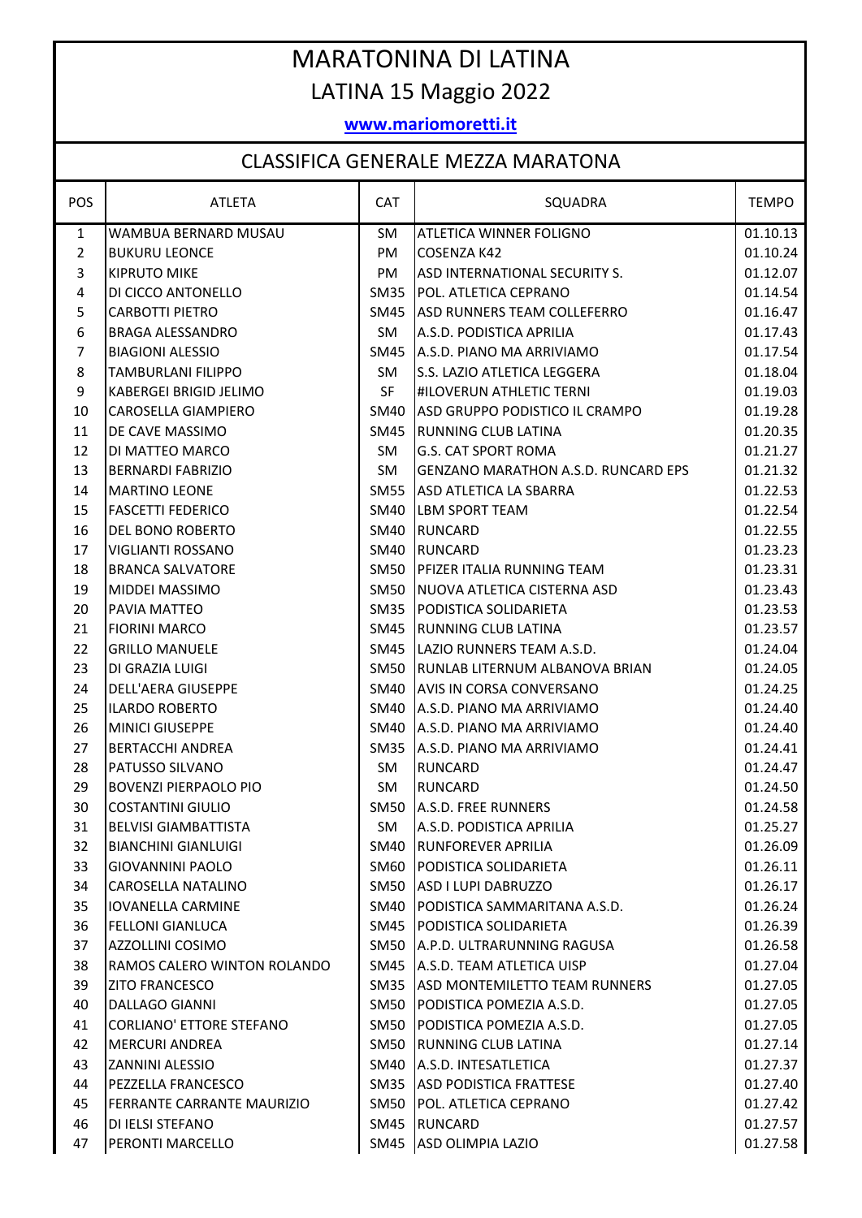# MARATONINA DI LATINA

## LATINA 15 Maggio 2022

**www.mariomoretti.it**

## CLASSIFICA GENERALE MEZZA MARATONA

| POS | ATLETA | CAT | SQUADRA | TEMPO |
|---|---|---|---|---|
| 1 | WAMBUA BERNARD MUSAU | SM | ATLETICA WINNER FOLIGNO | 01.10.13 |
| 2 | BUKURU LEONCE | PM | COSENZA K42 | 01.10.24 |
| 3 | KIPRUTO MIKE | PM | ASD INTERNATIONAL SECURITY S. | 01.12.07 |
| 4 | DI CICCO ANTONELLO | SM35 | POL. ATLETICA CEPRANO | 01.14.54 |
| 5 | CARBOTTI PIETRO | SM45 | ASD RUNNERS TEAM COLLEFERRO | 01.16.47 |
| 6 | BRAGA ALESSANDRO | SM | A.S.D. PODISTICA APRILIA | 01.17.43 |
| 7 | BIAGIONI ALESSIO | SM45 | A.S.D. PIANO MA ARRIVIAMO | 01.17.54 |
| 8 | TAMBURLANI FILIPPO | SM | S.S. LAZIO ATLETICA LEGGERA | 01.18.04 |
| 9 | KABERGEI BRIGID JELIMO | SF | #ILOVERUN ATHLETIC TERNI | 01.19.03 |
| 10 | CAROSELLA GIAMPIERO | SM40 | ASD GRUPPO PODISTICO IL CRAMPO | 01.19.28 |
| 11 | DE CAVE MASSIMO | SM45 | RUNNING CLUB LATINA | 01.20.35 |
| 12 | DI MATTEO MARCO | SM | G.S. CAT SPORT ROMA | 01.21.27 |
| 13 | BERNARDI FABRIZIO | SM | GENZANO MARATHON A.S.D. RUNCARD EPS | 01.21.32 |
| 14 | MARTINO LEONE | SM55 | ASD ATLETICA LA SBARRA | 01.22.53 |
| 15 | FASCETTI FEDERICO | SM40 | LBM SPORT TEAM | 01.22.54 |
| 16 | DEL BONO ROBERTO | SM40 | RUNCARD | 01.22.55 |
| 17 | VIGLIANTI ROSSANO | SM40 | RUNCARD | 01.23.23 |
| 18 | BRANCA SALVATORE | SM50 | PFIZER ITALIA RUNNING TEAM | 01.23.31 |
| 19 | MIDDEI MASSIMO | SM50 | NUOVA ATLETICA CISTERNA ASD | 01.23.43 |
| 20 | PAVIA MATTEO | SM35 | PODISTICA SOLIDARIETA | 01.23.53 |
| 21 | FIORINI MARCO | SM45 | RUNNING CLUB LATINA | 01.23.57 |
| 22 | GRILLO MANUELE | SM45 | LAZIO RUNNERS TEAM A.S.D. | 01.24.04 |
| 23 | DI GRAZIA LUIGI | SM50 | RUNLAB LITERNUM ALBANOVA BRIAN | 01.24.05 |
| 24 | DELL'AERA GIUSEPPE | SM40 | AVIS IN CORSA CONVERSANO | 01.24.25 |
| 25 | ILARDO ROBERTO | SM40 | A.S.D. PIANO MA ARRIVIAMO | 01.24.40 |
| 26 | MINICI GIUSEPPE | SM40 | A.S.D. PIANO MA ARRIVIAMO | 01.24.40 |
| 27 | BERTACCHI ANDREA | SM35 | A.S.D. PIANO MA ARRIVIAMO | 01.24.41 |
| 28 | PATUSSO SILVANO | SM | RUNCARD | 01.24.47 |
| 29 | BOVENZI PIERPAOLO PIO | SM | RUNCARD | 01.24.50 |
| 30 | COSTANTINI GIULIO | SM50 | A.S.D. FREE RUNNERS | 01.24.58 |
| 31 | BELVISI GIAMBATTISTA | SM | A.S.D. PODISTICA APRILIA | 01.25.27 |
| 32 | BIANCHINI GIANLUIGI | SM40 | RUNFOREVER APRILIA | 01.26.09 |
| 33 | GIOVANNINI PAOLO | SM60 | PODISTICA SOLIDARIETA | 01.26.11 |
| 34 | CAROSELLA NATALINO | SM50 | ASD I LUPI DABRUZZO | 01.26.17 |
| 35 | IOVANELLA CARMINE | SM40 | PODISTICA SAMMARITANA A.S.D. | 01.26.24 |
| 36 | FELLONI GIANLUCA | SM45 | PODISTICA SOLIDARIETA | 01.26.39 |
| 37 | AZZOLLINI COSIMO | SM50 | A.P.D. ULTRARUNNING RAGUSA | 01.26.58 |
| 38 | RAMOS CALERO WINTON ROLANDO | SM45 | A.S.D. TEAM ATLETICA UISP | 01.27.04 |
| 39 | ZITO FRANCESCO | SM35 | ASD MONTEMILETTO TEAM RUNNERS | 01.27.05 |
| 40 | DALLAGO GIANNI | SM50 | PODISTICA POMEZIA A.S.D. | 01.27.05 |
| 41 | CORLIANO' ETTORE STEFANO | SM50 | PODISTICA POMEZIA A.S.D. | 01.27.05 |
| 42 | MERCURI ANDREA | SM50 | RUNNING CLUB LATINA | 01.27.14 |
| 43 | ZANNINI ALESSIO | SM40 | A.S.D. INTESATLETICA | 01.27.37 |
| 44 | PEZZELLA FRANCESCO | SM35 | ASD PODISTICA FRATTESE | 01.27.40 |
| 45 | FERRANTE CARRANTE MAURIZIO | SM50 | POL. ATLETICA CEPRANO | 01.27.42 |
| 46 | DI IELSI STEFANO | SM45 | RUNCARD | 01.27.57 |
| 47 | PERONTI MARCELLO | SM45 | ASD OLIMPIA LAZIO | 01.27.58 |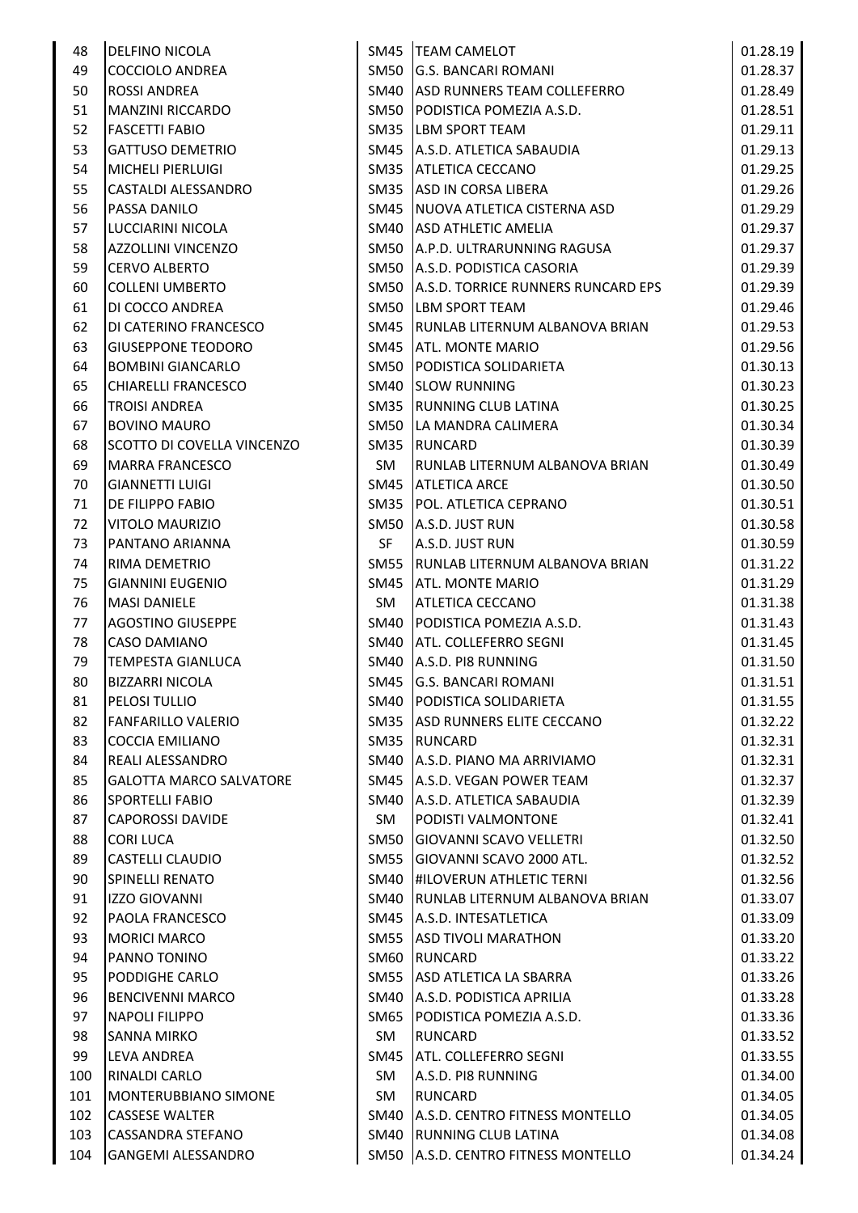| 48 | DELFINO NICOLA | SM45 | TEAM CAMELOT | 01.28.19 |
|---|---|---|---|---|
| 49 | COCCIOLO ANDREA | SM50 | G.S. BANCARI ROMANI | 01.28.37 |
| 50 | ROSSI ANDREA | SM40 | ASD RUNNERS TEAM COLLEFERRO | 01.28.49 |
| 51 | MANZINI RICCARDO | SM50 | PODISTICA POMEZIA A.S.D. | 01.28.51 |
| 52 | FASCETTI FABIO | SM35 | LBM SPORT TEAM | 01.29.11 |
| 53 | GATTUSO DEMETRIO | SM45 | A.S.D. ATLETICA SABAUDIA | 01.29.13 |
| 54 | MICHELI PIERLUIGI | SM35 | ATLETICA CECCANO | 01.29.25 |
| 55 | CASTALDI ALESSANDRO | SM35 | ASD IN CORSA LIBERA | 01.29.26 |
| 56 | PASSA DANILO | SM45 | NUOVA ATLETICA CISTERNA ASD | 01.29.29 |
| 57 | LUCCIARINI NICOLA | SM40 | ASD ATHLETIC AMELIA | 01.29.37 |
| 58 | AZZOLLINI VINCENZO | SM50 | A.P.D. ULTRARUNNING RAGUSA | 01.29.37 |
| 59 | CERVO ALBERTO | SM50 | A.S.D. PODISTICA CASORIA | 01.29.39 |
| 60 | COLLENI UMBERTO | SM50 | A.S.D. TORRICE RUNNERS RUNCARD EPS | 01.29.39 |
| 61 | DI COCCO ANDREA | SM50 | LBM SPORT TEAM | 01.29.46 |
| 62 | DI CATERINO FRANCESCO | SM45 | RUNLAB LITERNUM ALBANOVA BRIAN | 01.29.53 |
| 63 | GIUSEPPONE TEODORO | SM45 | ATL. MONTE MARIO | 01.29.56 |
| 64 | BOMBINI GIANCARLO | SM50 | PODISTICA SOLIDARIETA | 01.30.13 |
| 65 | CHIARELLI FRANCESCO | SM40 | SLOW RUNNING | 01.30.23 |
| 66 | TROISI ANDREA | SM35 | RUNNING CLUB LATINA | 01.30.25 |
| 67 | BOVINO MAURO | SM50 | LA MANDRA CALIMERA | 01.30.34 |
| 68 | SCOTTO DI COVELLA VINCENZO | SM35 | RUNCARD | 01.30.39 |
| 69 | MARRA FRANCESCO | SM | RUNLAB LITERNUM ALBANOVA BRIAN | 01.30.49 |
| 70 | GIANNETTI LUIGI | SM45 | ATLETICA ARCE | 01.30.50 |
| 71 | DE FILIPPO FABIO | SM35 | POL. ATLETICA CEPRANO | 01.30.51 |
| 72 | VITOLO MAURIZIO | SM50 | A.S.D. JUST RUN | 01.30.58 |
| 73 | PANTANO ARIANNA | SF | A.S.D. JUST RUN | 01.30.59 |
| 74 | RIMA DEMETRIO | SM55 | RUNLAB LITERNUM ALBANOVA BRIAN | 01.31.22 |
| 75 | GIANNINI EUGENIO | SM45 | ATL. MONTE MARIO | 01.31.29 |
| 76 | MASI DANIELE | SM | ATLETICA CECCANO | 01.31.38 |
| 77 | AGOSTINO GIUSEPPE | SM40 | PODISTICA POMEZIA A.S.D. | 01.31.43 |
| 78 | CASO DAMIANO | SM40 | ATL. COLLEFERRO SEGNI | 01.31.45 |
| 79 | TEMPESTA GIANLUCA | SM40 | A.S.D. PI8 RUNNING | 01.31.50 |
| 80 | BIZZARRI NICOLA | SM45 | G.S. BANCARI ROMANI | 01.31.51 |
| 81 | PELOSI TULLIO | SM40 | PODISTICA SOLIDARIETA | 01.31.55 |
| 82 | FANFARILLO VALERIO | SM35 | ASD RUNNERS ELITE CECCANO | 01.32.22 |
| 83 | COCCIA EMILIANO | SM35 | RUNCARD | 01.32.31 |
| 84 | REALI ALESSANDRO | SM40 | A.S.D. PIANO MA ARRIVIAMO | 01.32.31 |
| 85 | GALOTTA MARCO SALVATORE | SM45 | A.S.D. VEGAN POWER TEAM | 01.32.37 |
| 86 | SPORTELLI FABIO | SM40 | A.S.D. ATLETICA SABAUDIA | 01.32.39 |
| 87 | CAPOROSSI DAVIDE | SM | PODISTI VALMONTONE | 01.32.41 |
| 88 | CORI LUCA | SM50 | GIOVANNI SCAVO VELLETRI | 01.32.50 |
| 89 | CASTELLI CLAUDIO | SM55 | GIOVANNI SCAVO 2000 ATL. | 01.32.52 |
| 90 | SPINELLI RENATO | SM40 | #ILOVERUN ATHLETIC TERNI | 01.32.56 |
| 91 | IZZO GIOVANNI | SM40 | RUNLAB LITERNUM ALBANOVA BRIAN | 01.33.07 |
| 92 | PAOLA FRANCESCO | SM45 | A.S.D. INTESATLETICA | 01.33.09 |
| 93 | MORICI MARCO | SM55 | ASD TIVOLI MARATHON | 01.33.20 |
| 94 | PANNO TONINO | SM60 | RUNCARD | 01.33.22 |
| 95 | PODDIGHE CARLO | SM55 | ASD ATLETICA LA SBARRA | 01.33.26 |
| 96 | BENCIVENNI MARCO | SM40 | A.S.D. PODISTICA APRILIA | 01.33.28 |
| 97 | NAPOLI FILIPPO | SM65 | PODISTICA POMEZIA A.S.D. | 01.33.36 |
| 98 | SANNA MIRKO | SM | RUNCARD | 01.33.52 |
| 99 | LEVA ANDREA | SM45 | ATL. COLLEFERRO SEGNI | 01.33.55 |
| 100 | RINALDI CARLO | SM | A.S.D. PI8 RUNNING | 01.34.00 |
| 101 | MONTERUBBIANO SIMONE | SM | RUNCARD | 01.34.05 |
| 102 | CASSESE WALTER | SM40 | A.S.D. CENTRO FITNESS MONTELLO | 01.34.05 |
| 103 | CASSANDRA STEFANO | SM40 | RUNNING CLUB LATINA | 01.34.08 |
| 104 | GANGEMI ALESSANDRO | SM50 | A.S.D. CENTRO FITNESS MONTELLO | 01.34.24 |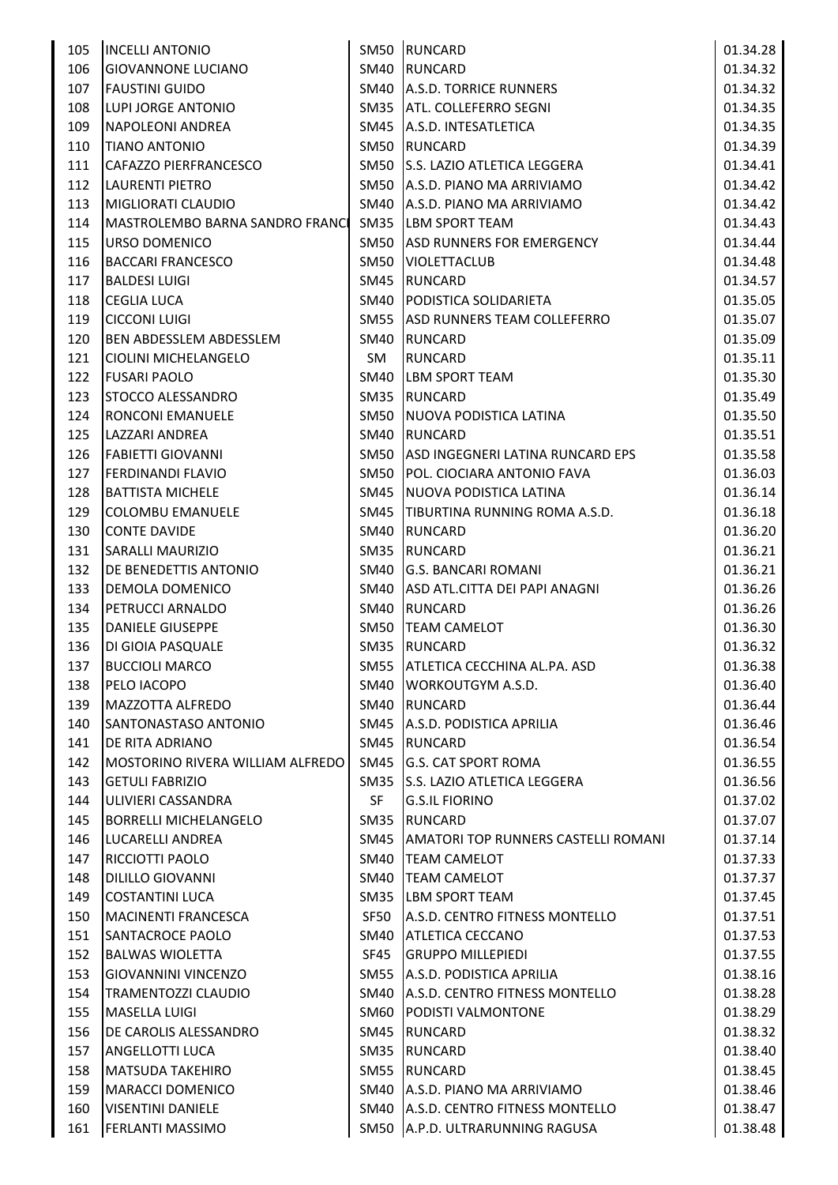| | | | | |
|---|---|---|---|---|
| 105 | INCELLI ANTONIO | SM50 | RUNCARD | 01.34.28 |
| 106 | GIOVANNONE LUCIANO | SM40 | RUNCARD | 01.34.32 |
| 107 | FAUSTINI GUIDO | SM40 | A.S.D. TORRICE RUNNERS | 01.34.32 |
| 108 | LUPI JORGE ANTONIO | SM35 | ATL. COLLEFERRO SEGNI | 01.34.35 |
| 109 | NAPOLEONI ANDREA | SM45 | A.S.D. INTESATLETICA | 01.34.35 |
| 110 | TIANO ANTONIO | SM50 | RUNCARD | 01.34.39 |
| 111 | CAFAZZO PIERFRANCESCO | SM50 | S.S. LAZIO ATLETICA LEGGERA | 01.34.41 |
| 112 | LAURENTI PIETRO | SM50 | A.S.D. PIANO MA ARRIVIAMO | 01.34.42 |
| 113 | MIGLIORATI CLAUDIO | SM40 | A.S.D. PIANO MA ARRIVIAMO | 01.34.42 |
| 114 | MASTROLEMBO BARNA SANDRO FRANCI | SM35 | LBM SPORT TEAM | 01.34.43 |
| 115 | URSO DOMENICO | SM50 | ASD RUNNERS FOR EMERGENCY | 01.34.44 |
| 116 | BACCARI FRANCESCO | SM50 | VIOLETTACLUB | 01.34.48 |
| 117 | BALDESI LUIGI | SM45 | RUNCARD | 01.34.57 |
| 118 | CEGLIA LUCA | SM40 | PODISTICA SOLIDARIETA | 01.35.05 |
| 119 | CICCONI LUIGI | SM55 | ASD RUNNERS TEAM COLLEFERRO | 01.35.07 |
| 120 | BEN ABDESSLEM ABDESSLEM | SM40 | RUNCARD | 01.35.09 |
| 121 | CIOLINI MICHELANGELO | SM | RUNCARD | 01.35.11 |
| 122 | FUSARI PAOLO | SM40 | LBM SPORT TEAM | 01.35.30 |
| 123 | STOCCO ALESSANDRO | SM35 | RUNCARD | 01.35.49 |
| 124 | RONCONI EMANUELE | SM50 | NUOVA PODISTICA LATINA | 01.35.50 |
| 125 | LAZZARI ANDREA | SM40 | RUNCARD | 01.35.51 |
| 126 | FABIETTI GIOVANNI | SM50 | ASD INGEGNERI LATINA RUNCARD EPS | 01.35.58 |
| 127 | FERDINANDI FLAVIO | SM50 | POL. CIOCIARA ANTONIO FAVA | 01.36.03 |
| 128 | BATTISTA MICHELE | SM45 | NUOVA PODISTICA LATINA | 01.36.14 |
| 129 | COLOMBU EMANUELE | SM45 | TIBURTINA RUNNING ROMA A.S.D. | 01.36.18 |
| 130 | CONTE DAVIDE | SM40 | RUNCARD | 01.36.20 |
| 131 | SARALLI MAURIZIO | SM35 | RUNCARD | 01.36.21 |
| 132 | DE BENEDETTIS ANTONIO | SM40 | G.S. BANCARI ROMANI | 01.36.21 |
| 133 | DEMOLA DOMENICO | SM40 | ASD ATL.CITTA DEI PAPI ANAGNI | 01.36.26 |
| 134 | PETRUCCI ARNALDO | SM40 | RUNCARD | 01.36.26 |
| 135 | DANIELE GIUSEPPE | SM50 | TEAM CAMELOT | 01.36.30 |
| 136 | DI GIOIA PASQUALE | SM35 | RUNCARD | 01.36.32 |
| 137 | BUCCIOLI MARCO | SM55 | ATLETICA CECCHINA AL.PA. ASD | 01.36.38 |
| 138 | PELO IACOPO | SM40 | WORKOUTGYM A.S.D. | 01.36.40 |
| 139 | MAZZOTTA ALFREDO | SM40 | RUNCARD | 01.36.44 |
| 140 | SANTONASTASO ANTONIO | SM45 | A.S.D. PODISTICA APRILIA | 01.36.46 |
| 141 | DE RITA ADRIANO | SM45 | RUNCARD | 01.36.54 |
| 142 | MOSTORINO RIVERA WILLIAM ALFREDO | SM45 | G.S. CAT SPORT ROMA | 01.36.55 |
| 143 | GETULI FABRIZIO | SM35 | S.S. LAZIO ATLETICA LEGGERA | 01.36.56 |
| 144 | ULIVIERI CASSANDRA | SF | G.S.IL FIORINO | 01.37.02 |
| 145 | BORRELLI MICHELANGELO | SM35 | RUNCARD | 01.37.07 |
| 146 | LUCARELLI ANDREA | SM45 | AMATORI TOP RUNNERS CASTELLI ROMANI | 01.37.14 |
| 147 | RICCIOTTI PAOLO | SM40 | TEAM CAMELOT | 01.37.33 |
| 148 | DILILLO GIOVANNI | SM40 | TEAM CAMELOT | 01.37.37 |
| 149 | COSTANTINI LUCA | SM35 | LBM SPORT TEAM | 01.37.45 |
| 150 | MACINENTI FRANCESCA | SF50 | A.S.D. CENTRO FITNESS MONTELLO | 01.37.51 |
| 151 | SANTACROCE PAOLO | SM40 | ATLETICA CECCANO | 01.37.53 |
| 152 | BALWAS WIOLETTA | SF45 | GRUPPO MILLEPIEDI | 01.37.55 |
| 153 | GIOVANNINI VINCENZO | SM55 | A.S.D. PODISTICA APRILIA | 01.38.16 |
| 154 | TRAMENTOZZI CLAUDIO | SM40 | A.S.D. CENTRO FITNESS MONTELLO | 01.38.28 |
| 155 | MASELLA LUIGI | SM60 | PODISTI VALMONTONE | 01.38.29 |
| 156 | DE CAROLIS ALESSANDRO | SM45 | RUNCARD | 01.38.32 |
| 157 | ANGELLOTTI LUCA | SM35 | RUNCARD | 01.38.40 |
| 158 | MATSUDA TAKEHIRO | SM55 | RUNCARD | 01.38.45 |
| 159 | MARACCI DOMENICO | SM40 | A.S.D. PIANO MA ARRIVIAMO | 01.38.46 |
| 160 | VISENTINI DANIELE | SM40 | A.S.D. CENTRO FITNESS MONTELLO | 01.38.47 |
| 161 | FERLANTI MASSIMO | SM50 | A.P.D. ULTRARUNNING RAGUSA | 01.38.48 |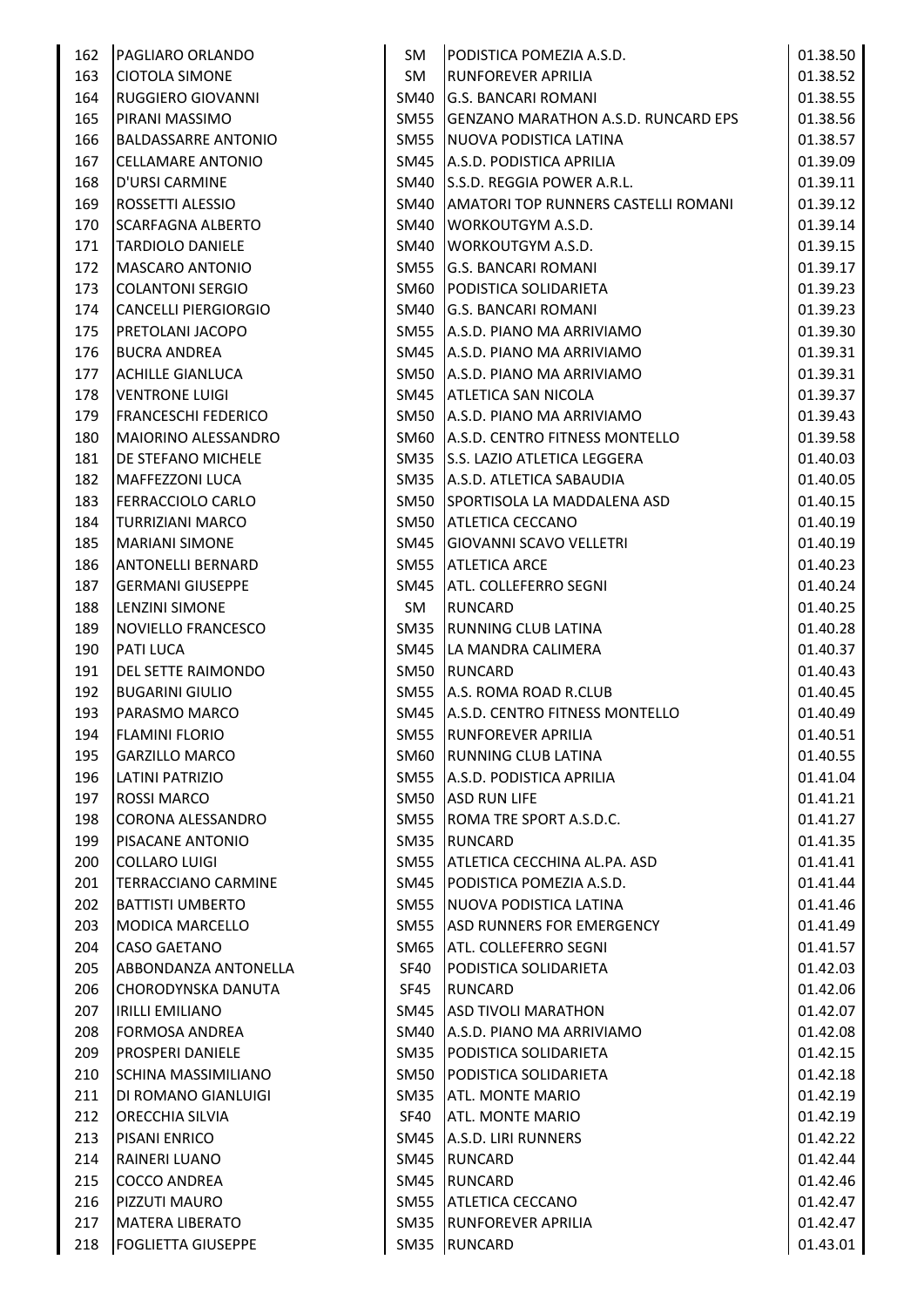| | | | | |
|---|---|---|---|---|
| 162 | PAGLIARO ORLANDO | SM | PODISTICA POMEZIA A.S.D. | 01.38.50 |
| 163 | CIOTOLA SIMONE | SM | RUNFOREVER APRILIA | 01.38.52 |
| 164 | RUGGIERO GIOVANNI | SM40 | G.S. BANCARI ROMANI | 01.38.55 |
| 165 | PIRANI MASSIMO | SM55 | GENZANO MARATHON A.S.D. RUNCARD EPS | 01.38.56 |
| 166 | BALDASSARRE ANTONIO | SM55 | NUOVA PODISTICA LATINA | 01.38.57 |
| 167 | CELLAMARE ANTONIO | SM45 | A.S.D. PODISTICA APRILIA | 01.39.09 |
| 168 | D'URSI CARMINE | SM40 | S.S.D. REGGIA POWER A.R.L. | 01.39.11 |
| 169 | ROSSETTI ALESSIO | SM40 | AMATORI TOP RUNNERS CASTELLI ROMANI | 01.39.12 |
| 170 | SCARFAGNA ALBERTO | SM40 | WORKOUTGYM A.S.D. | 01.39.14 |
| 171 | TARDIOLO DANIELE | SM40 | WORKOUTGYM A.S.D. | 01.39.15 |
| 172 | MASCARO ANTONIO | SM55 | G.S. BANCARI ROMANI | 01.39.17 |
| 173 | COLANTONI SERGIO | SM60 | PODISTICA SOLIDARIETA | 01.39.23 |
| 174 | CANCELLI PIERGIORGIO | SM40 | G.S. BANCARI ROMANI | 01.39.23 |
| 175 | PRETOLANI JACOPO | SM55 | A.S.D. PIANO MA ARRIVIAMO | 01.39.30 |
| 176 | BUCRA ANDREA | SM45 | A.S.D. PIANO MA ARRIVIAMO | 01.39.31 |
| 177 | ACHILLE GIANLUCA | SM50 | A.S.D. PIANO MA ARRIVIAMO | 01.39.31 |
| 178 | VENTRONE LUIGI | SM45 | ATLETICA SAN NICOLA | 01.39.37 |
| 179 | FRANCESCHI FEDERICO | SM50 | A.S.D. PIANO MA ARRIVIAMO | 01.39.43 |
| 180 | MAIORINO ALESSANDRO | SM60 | A.S.D. CENTRO FITNESS MONTELLO | 01.39.58 |
| 181 | DE STEFANO MICHELE | SM35 | S.S. LAZIO ATLETICA LEGGERA | 01.40.03 |
| 182 | MAFFEZZONI LUCA | SM35 | A.S.D. ATLETICA SABAUDIA | 01.40.05 |
| 183 | FERRACCIOLO CARLO | SM50 | SPORTISOLA LA MADDALENA ASD | 01.40.15 |
| 184 | TURRIZIANI MARCO | SM50 | ATLETICA CECCANO | 01.40.19 |
| 185 | MARIANI SIMONE | SM45 | GIOVANNI SCAVO VELLETRI | 01.40.19 |
| 186 | ANTONELLI BERNARD | SM55 | ATLETICA ARCE | 01.40.23 |
| 187 | GERMANI GIUSEPPE | SM45 | ATL. COLLEFERRO SEGNI | 01.40.24 |
| 188 | LENZINI SIMONE | SM | RUNCARD | 01.40.25 |
| 189 | NOVIELLO FRANCESCO | SM35 | RUNNING CLUB LATINA | 01.40.28 |
| 190 | PATI LUCA | SM45 | LA MANDRA CALIMERA | 01.40.37 |
| 191 | DEL SETTE RAIMONDO | SM50 | RUNCARD | 01.40.43 |
| 192 | BUGARINI GIULIO | SM55 | A.S. ROMA ROAD R.CLUB | 01.40.45 |
| 193 | PARASMO MARCO | SM45 | A.S.D. CENTRO FITNESS MONTELLO | 01.40.49 |
| 194 | FLAMINI FLORIO | SM55 | RUNFOREVER APRILIA | 01.40.51 |
| 195 | GARZILLO MARCO | SM60 | RUNNING CLUB LATINA | 01.40.55 |
| 196 | LATINI PATRIZIO | SM55 | A.S.D. PODISTICA APRILIA | 01.41.04 |
| 197 | ROSSI MARCO | SM50 | ASD RUN LIFE | 01.41.21 |
| 198 | CORONA ALESSANDRO | SM55 | ROMA TRE SPORT A.S.D.C. | 01.41.27 |
| 199 | PISACANE ANTONIO | SM35 | RUNCARD | 01.41.35 |
| 200 | COLLARO LUIGI | SM55 | ATLETICA CECCHINA AL.PA. ASD | 01.41.41 |
| 201 | TERRACCIANO CARMINE | SM45 | PODISTICA POMEZIA A.S.D. | 01.41.44 |
| 202 | BATTISTI UMBERTO | SM55 | NUOVA PODISTICA LATINA | 01.41.46 |
| 203 | MODICA MARCELLO | SM55 | ASD RUNNERS FOR EMERGENCY | 01.41.49 |
| 204 | CASO GAETANO | SM65 | ATL. COLLEFERRO SEGNI | 01.41.57 |
| 205 | ABBONDANZA ANTONELLA | SF40 | PODISTICA SOLIDARIETA | 01.42.03 |
| 206 | CHORODYNSKA DANUTA | SF45 | RUNCARD | 01.42.06 |
| 207 | IRILLI EMILIANO | SM45 | ASD TIVOLI MARATHON | 01.42.07 |
| 208 | FORMOSA ANDREA | SM40 | A.S.D. PIANO MA ARRIVIAMO | 01.42.08 |
| 209 | PROSPERI DANIELE | SM35 | PODISTICA SOLIDARIETA | 01.42.15 |
| 210 | SCHINA MASSIMILIANO | SM50 | PODISTICA SOLIDARIETA | 01.42.18 |
| 211 | DI ROMANO GIANLUIGI | SM35 | ATL. MONTE MARIO | 01.42.19 |
| 212 | ORECCHIA SILVIA | SF40 | ATL. MONTE MARIO | 01.42.19 |
| 213 | PISANI ENRICO | SM45 | A.S.D. LIRI RUNNERS | 01.42.22 |
| 214 | RAINERI LUANO | SM45 | RUNCARD | 01.42.44 |
| 215 | COCCO ANDREA | SM45 | RUNCARD | 01.42.46 |
| 216 | PIZZUTI MAURO | SM55 | ATLETICA CECCANO | 01.42.47 |
| 217 | MATERA LIBERATO | SM35 | RUNFOREVER APRILIA | 01.42.47 |
| 218 | FOGLIETTA GIUSEPPE | SM35 | RUNCARD | 01.43.01 |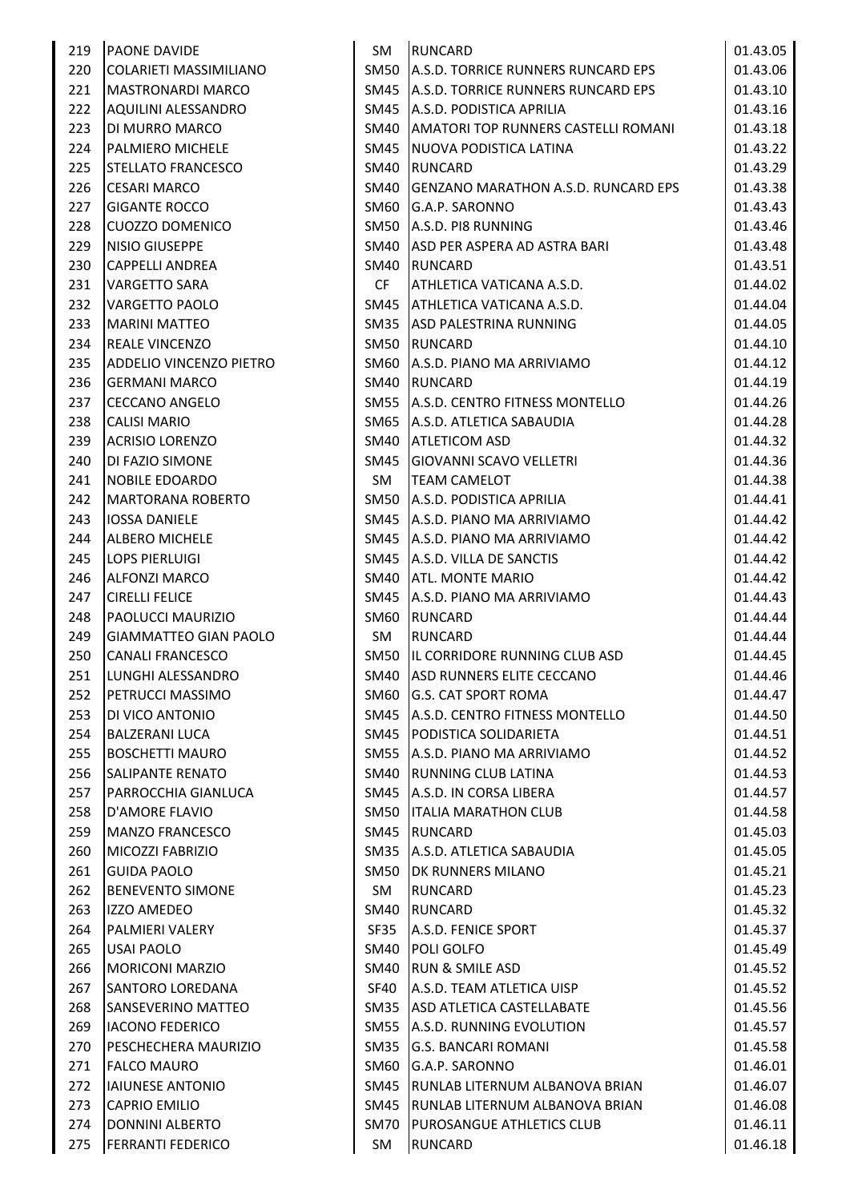| | | | | |
|---|---|---|---|---|
| 219 | PAONE DAVIDE | SM | RUNCARD | 01.43.05 |
| 220 | COLARIETI MASSIMILIANO | SM50 | A.S.D. TORRICE RUNNERS RUNCARD EPS | 01.43.06 |
| 221 | MASTRONARDI MARCO | SM45 | A.S.D. TORRICE RUNNERS RUNCARD EPS | 01.43.10 |
| 222 | AQUILINI ALESSANDRO | SM45 | A.S.D. PODISTICA APRILIA | 01.43.16 |
| 223 | DI MURRO MARCO | SM40 | AMATORI TOP RUNNERS CASTELLI ROMANI | 01.43.18 |
| 224 | PALMIERO MICHELE | SM45 | NUOVA PODISTICA LATINA | 01.43.22 |
| 225 | STELLATO FRANCESCO | SM40 | RUNCARD | 01.43.29 |
| 226 | CESARI MARCO | SM40 | GENZANO MARATHON A.S.D. RUNCARD EPS | 01.43.38 |
| 227 | GIGANTE ROCCO | SM60 | G.A.P. SARONNO | 01.43.43 |
| 228 | CUOZZO DOMENICO | SM50 | A.S.D. PI8 RUNNING | 01.43.46 |
| 229 | NISIO GIUSEPPE | SM40 | ASD PER ASPERA AD ASTRA BARI | 01.43.48 |
| 230 | CAPPELLI ANDREA | SM40 | RUNCARD | 01.43.51 |
| 231 | VARGETTO SARA | CF | ATHLETICA VATICANA A.S.D. | 01.44.02 |
| 232 | VARGETTO PAOLO | SM45 | ATHLETICA VATICANA A.S.D. | 01.44.04 |
| 233 | MARINI MATTEO | SM35 | ASD PALESTRINA RUNNING | 01.44.05 |
| 234 | REALE VINCENZO | SM50 | RUNCARD | 01.44.10 |
| 235 | ADDELIO VINCENZO PIETRO | SM60 | A.S.D. PIANO MA ARRIVIAMO | 01.44.12 |
| 236 | GERMANI MARCO | SM40 | RUNCARD | 01.44.19 |
| 237 | CECCANO ANGELO | SM55 | A.S.D. CENTRO FITNESS MONTELLO | 01.44.26 |
| 238 | CALISI MARIO | SM65 | A.S.D. ATLETICA SABAUDIA | 01.44.28 |
| 239 | ACRISIO LORENZO | SM40 | ATLETICOM ASD | 01.44.32 |
| 240 | DI FAZIO SIMONE | SM45 | GIOVANNI SCAVO VELLETRI | 01.44.36 |
| 241 | NOBILE EDOARDO | SM | TEAM CAMELOT | 01.44.38 |
| 242 | MARTORANA ROBERTO | SM50 | A.S.D. PODISTICA APRILIA | 01.44.41 |
| 243 | IOSSA DANIELE | SM45 | A.S.D. PIANO MA ARRIVIAMO | 01.44.42 |
| 244 | ALBERO MICHELE | SM45 | A.S.D. PIANO MA ARRIVIAMO | 01.44.42 |
| 245 | LOPS PIERLUIGI | SM45 | A.S.D. VILLA DE SANCTIS | 01.44.42 |
| 246 | ALFONZI MARCO | SM40 | ATL. MONTE MARIO | 01.44.42 |
| 247 | CIRELLI FELICE | SM45 | A.S.D. PIANO MA ARRIVIAMO | 01.44.43 |
| 248 | PAOLUCCI MAURIZIO | SM60 | RUNCARD | 01.44.44 |
| 249 | GIAMMATTEO GIAN PAOLO | SM | RUNCARD | 01.44.44 |
| 250 | CANALI FRANCESCO | SM50 | IL CORRIDORE RUNNING CLUB ASD | 01.44.45 |
| 251 | LUNGHI ALESSANDRO | SM40 | ASD RUNNERS ELITE CECCANO | 01.44.46 |
| 252 | PETRUCCI MASSIMO | SM60 | G.S. CAT SPORT ROMA | 01.44.47 |
| 253 | DI VICO ANTONIO | SM45 | A.S.D. CENTRO FITNESS MONTELLO | 01.44.50 |
| 254 | BALZERANI LUCA | SM45 | PODISTICA SOLIDARIETA | 01.44.51 |
| 255 | BOSCHETTI MAURO | SM55 | A.S.D. PIANO MA ARRIVIAMO | 01.44.52 |
| 256 | SALIPANTE RENATO | SM40 | RUNNING CLUB LATINA | 01.44.53 |
| 257 | PARROCCHIA GIANLUCA | SM45 | A.S.D. IN CORSA LIBERA | 01.44.57 |
| 258 | D'AMORE FLAVIO | SM50 | ITALIA MARATHON CLUB | 01.44.58 |
| 259 | MANZO FRANCESCO | SM45 | RUNCARD | 01.45.03 |
| 260 | MICOZZI FABRIZIO | SM35 | A.S.D. ATLETICA SABAUDIA | 01.45.05 |
| 261 | GUIDA PAOLO | SM50 | DK RUNNERS MILANO | 01.45.21 |
| 262 | BENEVENTO SIMONE | SM | RUNCARD | 01.45.23 |
| 263 | IZZO AMEDEO | SM40 | RUNCARD | 01.45.32 |
| 264 | PALMIERI VALERY | SF35 | A.S.D. FENICE SPORT | 01.45.37 |
| 265 | USAI PAOLO | SM40 | POLI GOLFO | 01.45.49 |
| 266 | MORICONI MARZIO | SM40 | RUN & SMILE ASD | 01.45.52 |
| 267 | SANTORO LOREDANA | SF40 | A.S.D. TEAM ATLETICA UISP | 01.45.52 |
| 268 | SANSEVERINO MATTEO | SM35 | ASD ATLETICA CASTELLABATE | 01.45.56 |
| 269 | IACONO FEDERICO | SM55 | A.S.D. RUNNING EVOLUTION | 01.45.57 |
| 270 | PESCHECHERA MAURIZIO | SM35 | G.S. BANCARI ROMANI | 01.45.58 |
| 271 | FALCO MAURO | SM60 | G.A.P. SARONNO | 01.46.01 |
| 272 | IAIUNESE ANTONIO | SM45 | RUNLAB LITERNUM ALBANOVA BRIAN | 01.46.07 |
| 273 | CAPRIO EMILIO | SM45 | RUNLAB LITERNUM ALBANOVA BRIAN | 01.46.08 |
| 274 | DONNINI ALBERTO | SM70 | PUROSANGUE ATHLETICS CLUB | 01.46.11 |
| 275 | FERRANTI FEDERICO | SM | RUNCARD | 01.46.18 |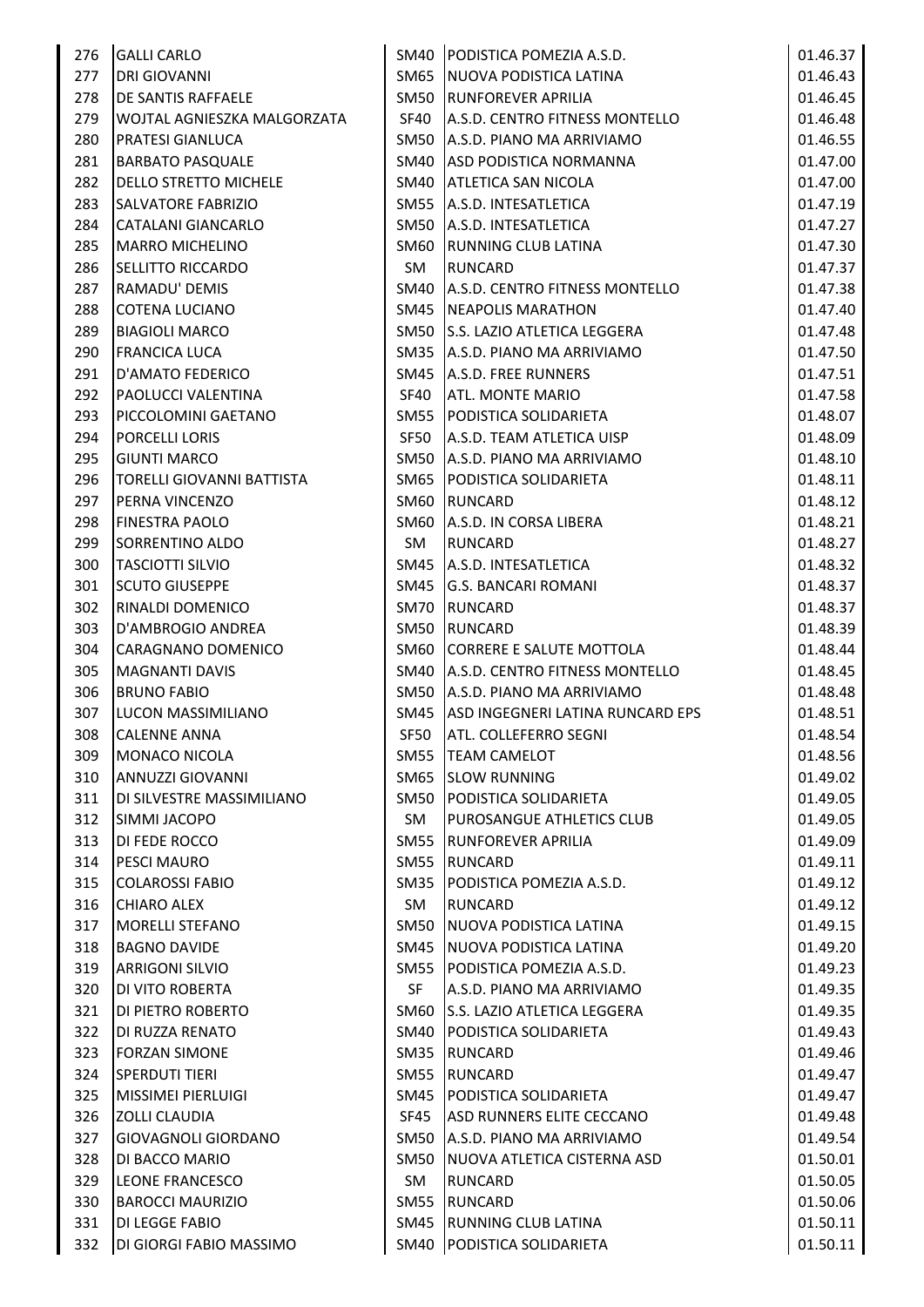| | | | | |
|---|---|---|---|---|
| 276 | GALLI CARLO | SM40 | PODISTICA POMEZIA A.S.D. | 01.46.37 |
| 277 | DRI GIOVANNI | SM65 | NUOVA PODISTICA LATINA | 01.46.43 |
| 278 | DE SANTIS RAFFAELE | SM50 | RUNFOREVER APRILIA | 01.46.45 |
| 279 | WOJTAL AGNIESZKA MALGORZATA | SF40 | A.S.D. CENTRO FITNESS MONTELLO | 01.46.48 |
| 280 | PRATESI GIANLUCA | SM50 | A.S.D. PIANO MA ARRIVIAMO | 01.46.55 |
| 281 | BARBATO PASQUALE | SM40 | ASD PODISTICA NORMANNA | 01.47.00 |
| 282 | DELLO STRETTO MICHELE | SM40 | ATLETICA SAN NICOLA | 01.47.00 |
| 283 | SALVATORE FABRIZIO | SM55 | A.S.D. INTESATLETICA | 01.47.19 |
| 284 | CATALANI GIANCARLO | SM50 | A.S.D. INTESATLETICA | 01.47.27 |
| 285 | MARRO MICHELINO | SM60 | RUNNING CLUB LATINA | 01.47.30 |
| 286 | SELLITTO RICCARDO | SM | RUNCARD | 01.47.37 |
| 287 | RAMADU' DEMIS | SM40 | A.S.D. CENTRO FITNESS MONTELLO | 01.47.38 |
| 288 | COTENA LUCIANO | SM45 | NEAPOLIS MARATHON | 01.47.40 |
| 289 | BIAGIOLI MARCO | SM50 | S.S. LAZIO ATLETICA LEGGERA | 01.47.48 |
| 290 | FRANCICA LUCA | SM35 | A.S.D. PIANO MA ARRIVIAMO | 01.47.50 |
| 291 | D'AMATO FEDERICO | SM45 | A.S.D. FREE RUNNERS | 01.47.51 |
| 292 | PAOLUCCI VALENTINA | SF40 | ATL. MONTE MARIO | 01.47.58 |
| 293 | PICCOLOMINI GAETANO | SM55 | PODISTICA SOLIDARIETA | 01.48.07 |
| 294 | PORCELLI LORIS | SF50 | A.S.D. TEAM ATLETICA UISP | 01.48.09 |
| 295 | GIUNTI MARCO | SM50 | A.S.D. PIANO MA ARRIVIAMO | 01.48.10 |
| 296 | TORELLI GIOVANNI BATTISTA | SM65 | PODISTICA SOLIDARIETA | 01.48.11 |
| 297 | PERNA VINCENZO | SM60 | RUNCARD | 01.48.12 |
| 298 | FINESTRA PAOLO | SM60 | A.S.D. IN CORSA LIBERA | 01.48.21 |
| 299 | SORRENTINO ALDO | SM | RUNCARD | 01.48.27 |
| 300 | TASCIOTTI SILVIO | SM45 | A.S.D. INTESATLETICA | 01.48.32 |
| 301 | SCUTO GIUSEPPE | SM45 | G.S. BANCARI ROMANI | 01.48.37 |
| 302 | RINALDI DOMENICO | SM70 | RUNCARD | 01.48.37 |
| 303 | D'AMBROGIO ANDREA | SM50 | RUNCARD | 01.48.39 |
| 304 | CARAGNANO DOMENICO | SM60 | CORRERE E SALUTE MOTTOLA | 01.48.44 |
| 305 | MAGNANTI DAVIS | SM40 | A.S.D. CENTRO FITNESS MONTELLO | 01.48.45 |
| 306 | BRUNO FABIO | SM50 | A.S.D. PIANO MA ARRIVIAMO | 01.48.48 |
| 307 | LUCON MASSIMILIANO | SM45 | ASD INGEGNERI LATINA RUNCARD EPS | 01.48.51 |
| 308 | CALENNE ANNA | SF50 | ATL. COLLEFERRO SEGNI | 01.48.54 |
| 309 | MONACO NICOLA | SM55 | TEAM CAMELOT | 01.48.56 |
| 310 | ANNUZZI GIOVANNI | SM65 | SLOW RUNNING | 01.49.02 |
| 311 | DI SILVESTRE MASSIMILIANO | SM50 | PODISTICA SOLIDARIETA | 01.49.05 |
| 312 | SIMMI JACOPO | SM | PUROSANGUE ATHLETICS CLUB | 01.49.05 |
| 313 | DI FEDE ROCCO | SM55 | RUNFOREVER APRILIA | 01.49.09 |
| 314 | PESCI MAURO | SM55 | RUNCARD | 01.49.11 |
| 315 | COLAROSSI FABIO | SM35 | PODISTICA POMEZIA A.S.D. | 01.49.12 |
| 316 | CHIARO ALEX | SM | RUNCARD | 01.49.12 |
| 317 | MORELLI STEFANO | SM50 | NUOVA PODISTICA LATINA | 01.49.15 |
| 318 | BAGNO DAVIDE | SM45 | NUOVA PODISTICA LATINA | 01.49.20 |
| 319 | ARRIGONI SILVIO | SM55 | PODISTICA POMEZIA A.S.D. | 01.49.23 |
| 320 | DI VITO ROBERTA | SF | A.S.D. PIANO MA ARRIVIAMO | 01.49.35 |
| 321 | DI PIETRO ROBERTO | SM60 | S.S. LAZIO ATLETICA LEGGERA | 01.49.35 |
| 322 | DI RUZZA RENATO | SM40 | PODISTICA SOLIDARIETA | 01.49.43 |
| 323 | FORZAN SIMONE | SM35 | RUNCARD | 01.49.46 |
| 324 | SPERDUTI TIERI | SM55 | RUNCARD | 01.49.47 |
| 325 | MISSIMEI PIERLUIGI | SM45 | PODISTICA SOLIDARIETA | 01.49.47 |
| 326 | ZOLLI CLAUDIA | SF45 | ASD RUNNERS ELITE CECCANO | 01.49.48 |
| 327 | GIOVAGNOLI GIORDANO | SM50 | A.S.D. PIANO MA ARRIVIAMO | 01.49.54 |
| 328 | DI BACCO MARIO | SM50 | NUOVA ATLETICA CISTERNA ASD | 01.50.01 |
| 329 | LEONE FRANCESCO | SM | RUNCARD | 01.50.05 |
| 330 | BAROCCI MAURIZIO | SM55 | RUNCARD | 01.50.06 |
| 331 | DI LEGGE FABIO | SM45 | RUNNING CLUB LATINA | 01.50.11 |
| 332 | DI GIORGI FABIO MASSIMO | SM40 | PODISTICA SOLIDARIETA | 01.50.11 |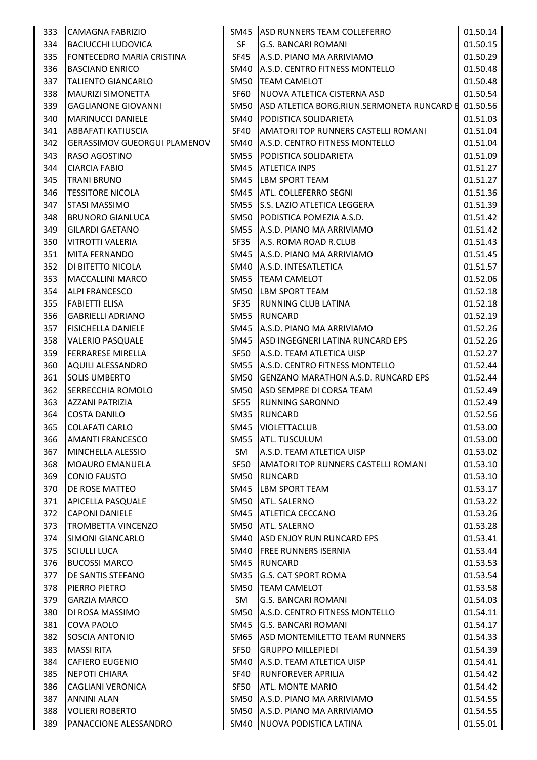| | | | | |
|---|---|---|---|---|
| 333 | CAMAGNA FABRIZIO | SM45 | ASD RUNNERS TEAM COLLEFERRO | 01.50.14 |
| 334 | BACIUCCHI LUDOVICA | SF | G.S. BANCARI ROMANI | 01.50.15 |
| 335 | FONTECEDRO MARIA CRISTINA | SF45 | A.S.D. PIANO MA ARRIVIAMO | 01.50.29 |
| 336 | BASCIANO ENRICO | SM40 | A.S.D. CENTRO FITNESS MONTELLO | 01.50.48 |
| 337 | TALIENTO GIANCARLO | SM50 | TEAM CAMELOT | 01.50.48 |
| 338 | MAURIZI SIMONETTA | SF60 | NUOVA ATLETICA CISTERNA ASD | 01.50.54 |
| 339 | GAGLIANONE GIOVANNI | SM50 | ASD ATLETICA BORG.RIUN.SERMONETA RUNCARD E | 01.50.56 |
| 340 | MARINUCCI DANIELE | SM40 | PODISTICA SOLIDARIETA | 01.51.03 |
| 341 | ABBAFATI KATIUSCIA | SF40 | AMATORI TOP RUNNERS CASTELLI ROMANI | 01.51.04 |
| 342 | GERASSIMOV GUEORGUI PLAMENOV | SM40 | A.S.D. CENTRO FITNESS MONTELLO | 01.51.04 |
| 343 | RASO AGOSTINO | SM55 | PODISTICA SOLIDARIETA | 01.51.09 |
| 344 | CIARCIA FABIO | SM45 | ATLETICA INPS | 01.51.27 |
| 345 | TRANI BRUNO | SM45 | LBM SPORT TEAM | 01.51.27 |
| 346 | TESSITORE NICOLA | SM45 | ATL. COLLEFERRO SEGNI | 01.51.36 |
| 347 | STASI MASSIMO | SM55 | S.S. LAZIO ATLETICA LEGGERA | 01.51.39 |
| 348 | BRUNORO GIANLUCA | SM50 | PODISTICA POMEZIA A.S.D. | 01.51.42 |
| 349 | GILARDI GAETANO | SM55 | A.S.D. PIANO MA ARRIVIAMO | 01.51.42 |
| 350 | VITROTTI VALERIA | SF35 | A.S. ROMA ROAD R.CLUB | 01.51.43 |
| 351 | MITA FERNANDO | SM45 | A.S.D. PIANO MA ARRIVIAMO | 01.51.45 |
| 352 | DI BITETTO NICOLA | SM40 | A.S.D. INTESATLETICA | 01.51.57 |
| 353 | MACCALLINI MARCO | SM55 | TEAM CAMELOT | 01.52.06 |
| 354 | ALPI FRANCESCO | SM50 | LBM SPORT TEAM | 01.52.18 |
| 355 | FABIETTI ELISA | SF35 | RUNNING CLUB LATINA | 01.52.18 |
| 356 | GABRIELLI ADRIANO | SM55 | RUNCARD | 01.52.19 |
| 357 | FISICHELLA DANIELE | SM45 | A.S.D. PIANO MA ARRIVIAMO | 01.52.26 |
| 358 | VALERIO PASQUALE | SM45 | ASD INGEGNERI LATINA RUNCARD EPS | 01.52.26 |
| 359 | FERRARESE MIRELLA | SF50 | A.S.D. TEAM ATLETICA UISP | 01.52.27 |
| 360 | AQUILI ALESSANDRO | SM55 | A.S.D. CENTRO FITNESS MONTELLO | 01.52.44 |
| 361 | SOLIS UMBERTO | SM50 | GENZANO MARATHON A.S.D. RUNCARD EPS | 01.52.44 |
| 362 | SERRECCHIA ROMOLO | SM50 | ASD SEMPRE DI CORSA TEAM | 01.52.49 |
| 363 | AZZANI PATRIZIA | SF55 | RUNNING SARONNO | 01.52.49 |
| 364 | COSTA DANILO | SM35 | RUNCARD | 01.52.56 |
| 365 | COLAFATI CARLO | SM45 | VIOLETTACLUB | 01.53.00 |
| 366 | AMANTI FRANCESCO | SM55 | ATL. TUSCULUM | 01.53.00 |
| 367 | MINCHELLA ALESSIO | SM | A.S.D. TEAM ATLETICA UISP | 01.53.02 |
| 368 | MOAURO EMANUELA | SF50 | AMATORI TOP RUNNERS CASTELLI ROMANI | 01.53.10 |
| 369 | CONIO FAUSTO | SM50 | RUNCARD | 01.53.10 |
| 370 | DE ROSE MATTEO | SM45 | LBM SPORT TEAM | 01.53.17 |
| 371 | APICELLA PASQUALE | SM50 | ATL. SALERNO | 01.53.22 |
| 372 | CAPONI DANIELE | SM45 | ATLETICA CECCANO | 01.53.26 |
| 373 | TROMBETTA VINCENZO | SM50 | ATL. SALERNO | 01.53.28 |
| 374 | SIMONI GIANCARLO | SM40 | ASD ENJOY RUN RUNCARD EPS | 01.53.41 |
| 375 | SCIULLI LUCA | SM40 | FREE RUNNERS ISERNIA | 01.53.44 |
| 376 | BUCOSSI MARCO | SM45 | RUNCARD | 01.53.53 |
| 377 | DE SANTIS STEFANO | SM35 | G.S. CAT SPORT ROMA | 01.53.54 |
| 378 | PIERRO PIETRO | SM50 | TEAM CAMELOT | 01.53.58 |
| 379 | GARZIA MARCO | SM | G.S. BANCARI ROMANI | 01.54.03 |
| 380 | DI ROSA MASSIMO | SM50 | A.S.D. CENTRO FITNESS MONTELLO | 01.54.11 |
| 381 | COVA PAOLO | SM45 | G.S. BANCARI ROMANI | 01.54.17 |
| 382 | SOSCIA ANTONIO | SM65 | ASD MONTEMILETTO TEAM RUNNERS | 01.54.33 |
| 383 | MASSI RITA | SF50 | GRUPPO MILLEPIEDI | 01.54.39 |
| 384 | CAFIERO EUGENIO | SM40 | A.S.D. TEAM ATLETICA UISP | 01.54.41 |
| 385 | NEPOTI CHIARA | SF40 | RUNFOREVER APRILIA | 01.54.42 |
| 386 | CAGLIANI VERONICA | SF50 | ATL. MONTE MARIO | 01.54.42 |
| 387 | ANNINI ALAN | SM50 | A.S.D. PIANO MA ARRIVIAMO | 01.54.55 |
| 388 | VOLIERI ROBERTO | SM50 | A.S.D. PIANO MA ARRIVIAMO | 01.54.55 |
| 389 | PANACCIONE ALESSANDRO | SM40 | NUOVA PODISTICA LATINA | 01.55.01 |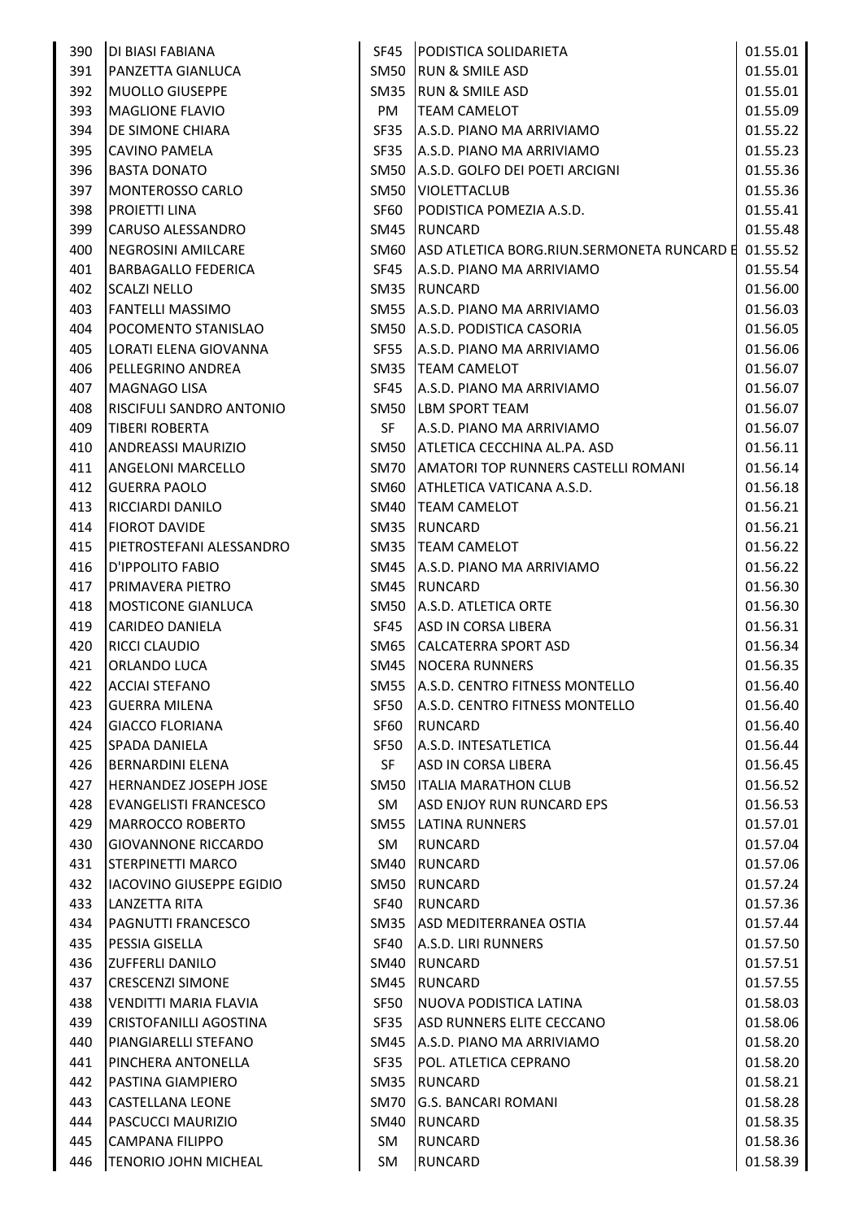| | | | | |
|---|---|---|---|---|
| 390 | DI BIASI FABIANA | SF45 | PODISTICA SOLIDARIETA | 01.55.01 |
| 391 | PANZETTA GIANLUCA | SM50 | RUN & SMILE ASD | 01.55.01 |
| 392 | MUOLLO GIUSEPPE | SM35 | RUN & SMILE ASD | 01.55.01 |
| 393 | MAGLIONE FLAVIO | PM | TEAM CAMELOT | 01.55.09 |
| 394 | DE SIMONE CHIARA | SF35 | A.S.D. PIANO MA ARRIVIAMO | 01.55.22 |
| 395 | CAVINO PAMELA | SF35 | A.S.D. PIANO MA ARRIVIAMO | 01.55.23 |
| 396 | BASTA DONATO | SM50 | A.S.D. GOLFO DEI POETI ARCIGNI | 01.55.36 |
| 397 | MONTEROSSO CARLO | SM50 | VIOLETTACLUB | 01.55.36 |
| 398 | PROIETTI LINA | SF60 | PODISTICA POMEZIA A.S.D. | 01.55.41 |
| 399 | CARUSO ALESSANDRO | SM45 | RUNCARD | 01.55.48 |
| 400 | NEGROSINI AMILCARE | SM60 | ASD ATLETICA BORG.RIUN.SERMONETA RUNCARD E | 01.55.52 |
| 401 | BARBAGALLO FEDERICA | SF45 | A.S.D. PIANO MA ARRIVIAMO | 01.55.54 |
| 402 | SCALZI NELLO | SM35 | RUNCARD | 01.56.00 |
| 403 | FANTELLI MASSIMO | SM55 | A.S.D. PIANO MA ARRIVIAMO | 01.56.03 |
| 404 | POCOMENTO STANISLAO | SM50 | A.S.D. PODISTICA CASORIA | 01.56.05 |
| 405 | LORATI ELENA GIOVANNA | SF55 | A.S.D. PIANO MA ARRIVIAMO | 01.56.06 |
| 406 | PELLEGRINO ANDREA | SM35 | TEAM CAMELOT | 01.56.07 |
| 407 | MAGNAGO LISA | SF45 | A.S.D. PIANO MA ARRIVIAMO | 01.56.07 |
| 408 | RISCIFULI SANDRO ANTONIO | SM50 | LBM SPORT TEAM | 01.56.07 |
| 409 | TIBERI ROBERTA | SF | A.S.D. PIANO MA ARRIVIAMO | 01.56.07 |
| 410 | ANDREASSI MAURIZIO | SM50 | ATLETICA CECCHINA AL.PA. ASD | 01.56.11 |
| 411 | ANGELONI MARCELLO | SM70 | AMATORI TOP RUNNERS CASTELLI ROMANI | 01.56.14 |
| 412 | GUERRA PAOLO | SM60 | ATHLETICA VATICANA A.S.D. | 01.56.18 |
| 413 | RICCIARDI DANILO | SM40 | TEAM CAMELOT | 01.56.21 |
| 414 | FIOROT DAVIDE | SM35 | RUNCARD | 01.56.21 |
| 415 | PIETROSTEFANI ALESSANDRO | SM35 | TEAM CAMELOT | 01.56.22 |
| 416 | D'IPPOLITO FABIO | SM45 | A.S.D. PIANO MA ARRIVIAMO | 01.56.22 |
| 417 | PRIMAVERA PIETRO | SM45 | RUNCARD | 01.56.30 |
| 418 | MOSTICONE GIANLUCA | SM50 | A.S.D. ATLETICA ORTE | 01.56.30 |
| 419 | CARIDEO DANIELA | SF45 | ASD IN CORSA LIBERA | 01.56.31 |
| 420 | RICCI CLAUDIO | SM65 | CALCATERRA SPORT ASD | 01.56.34 |
| 421 | ORLANDO LUCA | SM45 | NOCERA RUNNERS | 01.56.35 |
| 422 | ACCIAI STEFANO | SM55 | A.S.D. CENTRO FITNESS MONTELLO | 01.56.40 |
| 423 | GUERRA MILENA | SF50 | A.S.D. CENTRO FITNESS MONTELLO | 01.56.40 |
| 424 | GIACCO FLORIANA | SF60 | RUNCARD | 01.56.40 |
| 425 | SPADA DANIELA | SF50 | A.S.D. INTESATLETICA | 01.56.44 |
| 426 | BERNARDINI ELENA | SF | ASD IN CORSA LIBERA | 01.56.45 |
| 427 | HERNANDEZ JOSEPH JOSE | SM50 | ITALIA MARATHON CLUB | 01.56.52 |
| 428 | EVANGELISTI FRANCESCO | SM | ASD ENJOY RUN RUNCARD EPS | 01.56.53 |
| 429 | MARROCCO ROBERTO | SM55 | LATINA RUNNERS | 01.57.01 |
| 430 | GIOVANNONE RICCARDO | SM | RUNCARD | 01.57.04 |
| 431 | STERPINETTI MARCO | SM40 | RUNCARD | 01.57.06 |
| 432 | IACOVINO GIUSEPPE EGIDIO | SM50 | RUNCARD | 01.57.24 |
| 433 | LANZETTA RITA | SF40 | RUNCARD | 01.57.36 |
| 434 | PAGNUTTI FRANCESCO | SM35 | ASD MEDITERRANEA OSTIA | 01.57.44 |
| 435 | PESSIA GISELLA | SF40 | A.S.D. LIRI RUNNERS | 01.57.50 |
| 436 | ZUFFERLI DANILO | SM40 | RUNCARD | 01.57.51 |
| 437 | CRESCENZI SIMONE | SM45 | RUNCARD | 01.57.55 |
| 438 | VENDITTI MARIA FLAVIA | SF50 | NUOVA PODISTICA LATINA | 01.58.03 |
| 439 | CRISTOFANILLI AGOSTINA | SF35 | ASD RUNNERS ELITE CECCANO | 01.58.06 |
| 440 | PIANGIARELLI STEFANO | SM45 | A.S.D. PIANO MA ARRIVIAMO | 01.58.20 |
| 441 | PINCHERA ANTONELLA | SF35 | POL. ATLETICA CEPRANO | 01.58.20 |
| 442 | PASTINA GIAMPIERO | SM35 | RUNCARD | 01.58.21 |
| 443 | CASTELLANA LEONE | SM70 | G.S. BANCARI ROMANI | 01.58.28 |
| 444 | PASCUCCI MAURIZIO | SM40 | RUNCARD | 01.58.35 |
| 445 | CAMPANA FILIPPO | SM | RUNCARD | 01.58.36 |
| 446 | TENORIO JOHN MICHEAL | SM | RUNCARD | 01.58.39 |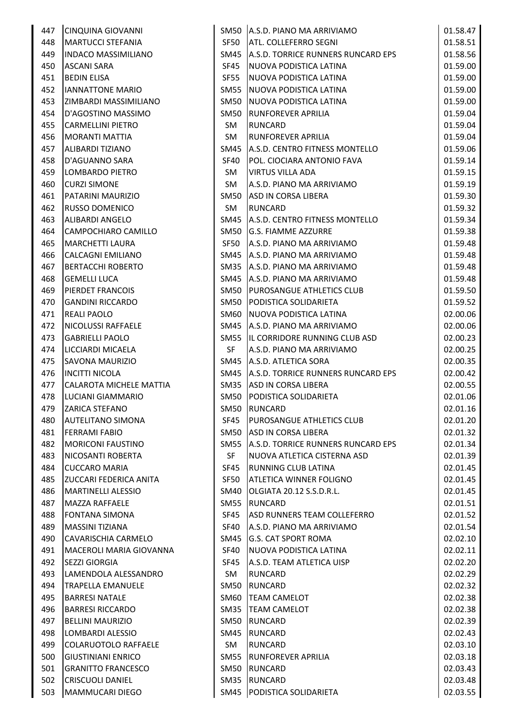| | | | | |
|---|---|---|---|---|
| 447 | CINQUINA GIOVANNI | SM50 | A.S.D. PIANO MA ARRIVIAMO | 01.58.47 |
| 448 | MARTUCCI STEFANIA | SF50 | ATL. COLLEFERRO SEGNI | 01.58.51 |
| 449 | INDACO MASSIMILIANO | SM45 | A.S.D. TORRICE RUNNERS RUNCARD EPS | 01.58.56 |
| 450 | ASCANI SARA | SF45 | NUOVA PODISTICA LATINA | 01.59.00 |
| 451 | BEDIN ELISA | SF55 | NUOVA PODISTICA LATINA | 01.59.00 |
| 452 | IANNATTONE MARIO | SM55 | NUOVA PODISTICA LATINA | 01.59.00 |
| 453 | ZIMBARDI MASSIMILIANO | SM50 | NUOVA PODISTICA LATINA | 01.59.00 |
| 454 | D'AGOSTINO MASSIMO | SM50 | RUNFOREVER APRILIA | 01.59.04 |
| 455 | CARMELLINI PIETRO | SM | RUNCARD | 01.59.04 |
| 456 | MORANTI MATTIA | SM | RUNFOREVER APRILIA | 01.59.04 |
| 457 | ALIBARDI TIZIANO | SM45 | A.S.D. CENTRO FITNESS MONTELLO | 01.59.06 |
| 458 | D'AGUANNO SARA | SF40 | POL. CIOCIARA ANTONIO FAVA | 01.59.14 |
| 459 | LOMBARDO PIETRO | SM | VIRTUS VILLA ADA | 01.59.15 |
| 460 | CURZI SIMONE | SM | A.S.D. PIANO MA ARRIVIAMO | 01.59.19 |
| 461 | PATARINI MAURIZIO | SM50 | ASD IN CORSA LIBERA | 01.59.30 |
| 462 | RUSSO DOMENICO | SM | RUNCARD | 01.59.32 |
| 463 | ALIBARDI ANGELO | SM45 | A.S.D. CENTRO FITNESS MONTELLO | 01.59.34 |
| 464 | CAMPOCHIARO CAMILLO | SM50 | G.S. FIAMME AZZURRE | 01.59.38 |
| 465 | MARCHETTI LAURA | SF50 | A.S.D. PIANO MA ARRIVIAMO | 01.59.48 |
| 466 | CALCAGNI EMILIANO | SM45 | A.S.D. PIANO MA ARRIVIAMO | 01.59.48 |
| 467 | BERTACCHI ROBERTO | SM35 | A.S.D. PIANO MA ARRIVIAMO | 01.59.48 |
| 468 | GEMELLI LUCA | SM45 | A.S.D. PIANO MA ARRIVIAMO | 01.59.48 |
| 469 | PIERDET FRANCOIS | SM50 | PUROSANGUE ATHLETICS CLUB | 01.59.50 |
| 470 | GANDINI RICCARDO | SM50 | PODISTICA SOLIDARIETA | 01.59.52 |
| 471 | REALI PAOLO | SM60 | NUOVA PODISTICA LATINA | 02.00.06 |
| 472 | NICOLUSSI RAFFAELE | SM45 | A.S.D. PIANO MA ARRIVIAMO | 02.00.06 |
| 473 | GABRIELLI PAOLO | SM55 | IL CORRIDORE RUNNING CLUB ASD | 02.00.23 |
| 474 | LICCIARDI MICAELA | SF | A.S.D. PIANO MA ARRIVIAMO | 02.00.25 |
| 475 | SAVONA MAURIZIO | SM45 | A.S.D. ATLETICA SORA | 02.00.35 |
| 476 | INCITTI NICOLA | SM45 | A.S.D. TORRICE RUNNERS RUNCARD EPS | 02.00.42 |
| 477 | CALAROTA MICHELE MATTIA | SM35 | ASD IN CORSA LIBERA | 02.00.55 |
| 478 | LUCIANI GIAMMARIO | SM50 | PODISTICA SOLIDARIETA | 02.01.06 |
| 479 | ZARICA STEFANO | SM50 | RUNCARD | 02.01.16 |
| 480 | AUTELITANO SIMONA | SF45 | PUROSANGUE ATHLETICS CLUB | 02.01.20 |
| 481 | FERRAMI FABIO | SM50 | ASD IN CORSA LIBERA | 02.01.32 |
| 482 | MORICONI FAUSTINO | SM55 | A.S.D. TORRICE RUNNERS RUNCARD EPS | 02.01.34 |
| 483 | NICOSANTI ROBERTA | SF | NUOVA ATLETICA CISTERNA ASD | 02.01.39 |
| 484 | CUCCARO MARIA | SF45 | RUNNING CLUB LATINA | 02.01.45 |
| 485 | ZUCCARI FEDERICA ANITA | SF50 | ATLETICA WINNER FOLIGNO | 02.01.45 |
| 486 | MARTINELLI ALESSIO | SM40 | OLGIATA 20.12 S.S.D.R.L. | 02.01.45 |
| 487 | MAZZA RAFFAELE | SM55 | RUNCARD | 02.01.51 |
| 488 | FONTANA SIMONA | SF45 | ASD RUNNERS TEAM COLLEFERRO | 02.01.52 |
| 489 | MASSINI TIZIANA | SF40 | A.S.D. PIANO MA ARRIVIAMO | 02.01.54 |
| 490 | CAVARISCHIA CARMELO | SM45 | G.S. CAT SPORT ROMA | 02.02.10 |
| 491 | MACEROLI MARIA GIOVANNA | SF40 | NUOVA PODISTICA LATINA | 02.02.11 |
| 492 | SEZZI GIORGIA | SF45 | A.S.D. TEAM ATLETICA UISP | 02.02.20 |
| 493 | LAMENDOLA ALESSANDRO | SM | RUNCARD | 02.02.29 |
| 494 | TRAPELLA EMANUELE | SM50 | RUNCARD | 02.02.32 |
| 495 | BARRESI NATALE | SM60 | TEAM CAMELOT | 02.02.38 |
| 496 | BARRESI RICCARDO | SM35 | TEAM CAMELOT | 02.02.38 |
| 497 | BELLINI MAURIZIO | SM50 | RUNCARD | 02.02.39 |
| 498 | LOMBARDI ALESSIO | SM45 | RUNCARD | 02.02.43 |
| 499 | COLARUOTOLO RAFFAELE | SM | RUNCARD | 02.03.10 |
| 500 | GIUSTINIANI ENRICO | SM55 | RUNFOREVER APRILIA | 02.03.18 |
| 501 | GRANITTO FRANCESCO | SM50 | RUNCARD | 02.03.43 |
| 502 | CRISCUOLI DANIEL | SM35 | RUNCARD | 02.03.48 |
| 503 | MAMMUCARI DIEGO | SM45 | PODISTICA SOLIDARIETA | 02.03.55 |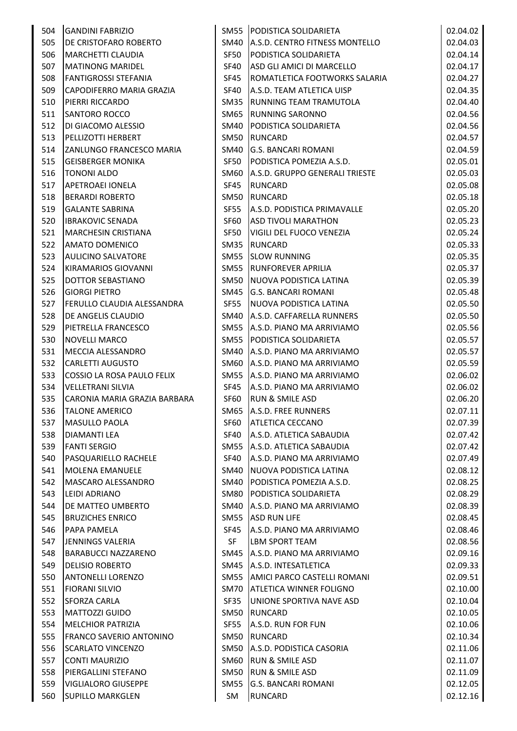| | | | | |
|---|---|---|---|---|
| 504 | GANDINI FABRIZIO | SM55 | PODISTICA SOLIDARIETA | 02.04.02 |
| 505 | DE CRISTOFARO ROBERTO | SM40 | A.S.D. CENTRO FITNESS MONTELLO | 02.04.03 |
| 506 | MARCHETTI CLAUDIA | SF50 | PODISTICA SOLIDARIETA | 02.04.14 |
| 507 | MATINONG MARIDEL | SF40 | ASD GLI AMICI DI MARCELLO | 02.04.17 |
| 508 | FANTIGROSSI STEFANIA | SF45 | ROMATLETICA FOOTWORKS SALARIA | 02.04.27 |
| 509 | CAPODIFERRO MARIA GRAZIA | SF40 | A.S.D. TEAM ATLETICA UISP | 02.04.35 |
| 510 | PIERRI RICCARDO | SM35 | RUNNING TEAM TRAMUTOLA | 02.04.40 |
| 511 | SANTORO ROCCO | SM65 | RUNNING SARONNO | 02.04.56 |
| 512 | DI GIACOMO ALESSIO | SM40 | PODISTICA SOLIDARIETA | 02.04.56 |
| 513 | PELLIZOTTI HERBERT | SM50 | RUNCARD | 02.04.57 |
| 514 | ZANLUNGO FRANCESCO MARIA | SM40 | G.S. BANCARI ROMANI | 02.04.59 |
| 515 | GEISBERGER MONIKA | SF50 | PODISTICA POMEZIA A.S.D. | 02.05.01 |
| 516 | TONONI ALDO | SM60 | A.S.D. GRUPPO GENERALI TRIESTE | 02.05.03 |
| 517 | APETROAEI IONELA | SF45 | RUNCARD | 02.05.08 |
| 518 | BERARDI ROBERTO | SM50 | RUNCARD | 02.05.18 |
| 519 | GALANTE SABRINA | SF55 | A.S.D. PODISTICA PRIMAVALLE | 02.05.20 |
| 520 | IBRAKOVIC SENADA | SF60 | ASD TIVOLI MARATHON | 02.05.23 |
| 521 | MARCHESIN CRISTIANA | SF50 | VIGILI DEL FUOCO VENEZIA | 02.05.24 |
| 522 | AMATO DOMENICO | SM35 | RUNCARD | 02.05.33 |
| 523 | AULICINO SALVATORE | SM55 | SLOW RUNNING | 02.05.35 |
| 524 | KIRAMARIOS GIOVANNI | SM55 | RUNFOREVER APRILIA | 02.05.37 |
| 525 | DOTTOR SEBASTIANO | SM50 | NUOVA PODISTICA LATINA | 02.05.39 |
| 526 | GIORGI PIETRO | SM45 | G.S. BANCARI ROMANI | 02.05.48 |
| 527 | FERULLO CLAUDIA ALESSANDRA | SF55 | NUOVA PODISTICA LATINA | 02.05.50 |
| 528 | DE ANGELIS CLAUDIO | SM40 | A.S.D. CAFFARELLA RUNNERS | 02.05.50 |
| 529 | PIETRELLA FRANCESCO | SM55 | A.S.D. PIANO MA ARRIVIAMO | 02.05.56 |
| 530 | NOVELLI MARCO | SM55 | PODISTICA SOLIDARIETA | 02.05.57 |
| 531 | MECCIA ALESSANDRO | SM40 | A.S.D. PIANO MA ARRIVIAMO | 02.05.57 |
| 532 | CARLETTI AUGUSTO | SM60 | A.S.D. PIANO MA ARRIVIAMO | 02.05.59 |
| 533 | COSSIO LA ROSA PAULO FELIX | SM55 | A.S.D. PIANO MA ARRIVIAMO | 02.06.02 |
| 534 | VELLETRANI SILVIA | SF45 | A.S.D. PIANO MA ARRIVIAMO | 02.06.02 |
| 535 | CARONIA MARIA GRAZIA BARBARA | SF60 | RUN & SMILE ASD | 02.06.20 |
| 536 | TALONE AMERICO | SM65 | A.S.D. FREE RUNNERS | 02.07.11 |
| 537 | MASULLO PAOLA | SF60 | ATLETICA CECCANO | 02.07.39 |
| 538 | DIAMANTI LEA | SF40 | A.S.D. ATLETICA SABAUDIA | 02.07.42 |
| 539 | FANTI SERGIO | SM55 | A.S.D. ATLETICA SABAUDIA | 02.07.42 |
| 540 | PASQUARIELLO RACHELE | SF40 | A.S.D. PIANO MA ARRIVIAMO | 02.07.49 |
| 541 | MOLENA EMANUELE | SM40 | NUOVA PODISTICA LATINA | 02.08.12 |
| 542 | MASCARO ALESSANDRO | SM40 | PODISTICA POMEZIA A.S.D. | 02.08.25 |
| 543 | LEIDI ADRIANO | SM80 | PODISTICA SOLIDARIETA | 02.08.29 |
| 544 | DE MATTEO UMBERTO | SM40 | A.S.D. PIANO MA ARRIVIAMO | 02.08.39 |
| 545 | BRUZICHES ENRICO | SM55 | ASD RUN LIFE | 02.08.45 |
| 546 | PAPA PAMELA | SF45 | A.S.D. PIANO MA ARRIVIAMO | 02.08.46 |
| 547 | JENNINGS VALERIA | SF | LBM SPORT TEAM | 02.08.56 |
| 548 | BARABUCCI NAZZARENO | SM45 | A.S.D. PIANO MA ARRIVIAMO | 02.09.16 |
| 549 | DELISIO ROBERTO | SM45 | A.S.D. INTESATLETICA | 02.09.33 |
| 550 | ANTONELLI LORENZO | SM55 | AMICI PARCO CASTELLI ROMANI | 02.09.51 |
| 551 | FIORANI SILVIO | SM70 | ATLETICA WINNER FOLIGNO | 02.10.00 |
| 552 | SFORZA CARLA | SF35 | UNIONE SPORTIVA NAVE ASD | 02.10.04 |
| 553 | MATTOZZI GUIDO | SM50 | RUNCARD | 02.10.05 |
| 554 | MELCHIOR PATRIZIA | SF55 | A.S.D. RUN FOR FUN | 02.10.06 |
| 555 | FRANCO SAVERIO ANTONINO | SM50 | RUNCARD | 02.10.34 |
| 556 | SCARLATO VINCENZO | SM50 | A.S.D. PODISTICA CASORIA | 02.11.06 |
| 557 | CONTI MAURIZIO | SM60 | RUN & SMILE ASD | 02.11.07 |
| 558 | PIERGALLINI STEFANO | SM50 | RUN & SMILE ASD | 02.11.09 |
| 559 | VIGLIALORO GIUSEPPE | SM55 | G.S. BANCARI ROMANI | 02.12.05 |
| 560 | SUPILLO MARKGLEN | SM | RUNCARD | 02.12.16 |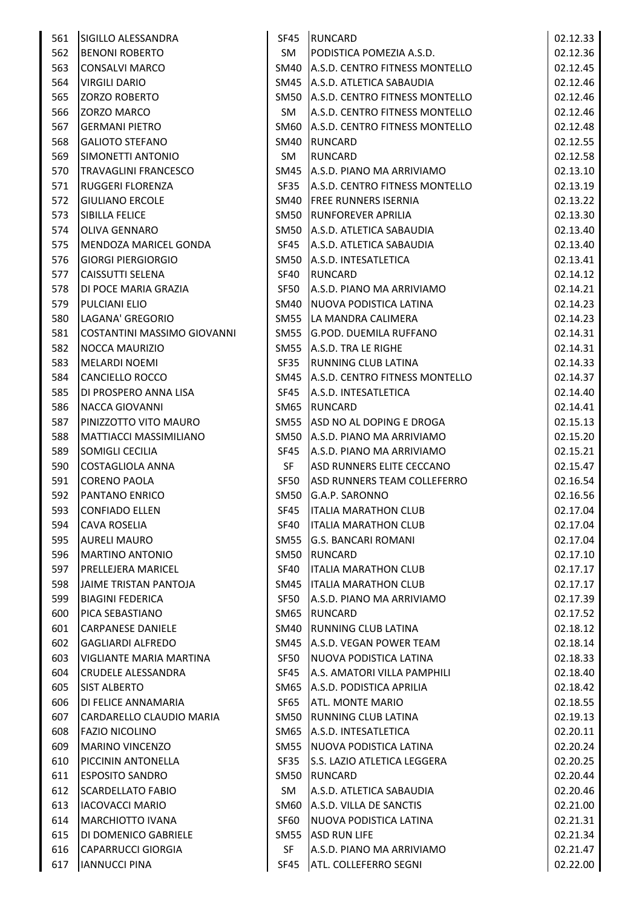| | | | | |
|---|---|---|---|---|
| 561 | SIGILLO ALESSANDRA | SF45 | RUNCARD | 02.12.33 |
| 562 | BENONI ROBERTO | SM | PODISTICA POMEZIA A.S.D. | 02.12.36 |
| 563 | CONSALVI MARCO | SM40 | A.S.D. CENTRO FITNESS MONTELLO | 02.12.45 |
| 564 | VIRGILI DARIO | SM45 | A.S.D. ATLETICA SABAUDIA | 02.12.46 |
| 565 | ZORZO ROBERTO | SM50 | A.S.D. CENTRO FITNESS MONTELLO | 02.12.46 |
| 566 | ZORZO MARCO | SM | A.S.D. CENTRO FITNESS MONTELLO | 02.12.46 |
| 567 | GERMANI PIETRO | SM60 | A.S.D. CENTRO FITNESS MONTELLO | 02.12.48 |
| 568 | GALIOTO STEFANO | SM40 | RUNCARD | 02.12.55 |
| 569 | SIMONETTI ANTONIO | SM | RUNCARD | 02.12.58 |
| 570 | TRAVAGLINI FRANCESCO | SM45 | A.S.D. PIANO MA ARRIVIAMO | 02.13.10 |
| 571 | RUGGERI FLORENZA | SF35 | A.S.D. CENTRO FITNESS MONTELLO | 02.13.19 |
| 572 | GIULIANO ERCOLE | SM40 | FREE RUNNERS ISERNIA | 02.13.22 |
| 573 | SIBILLA FELICE | SM50 | RUNFOREVER APRILIA | 02.13.30 |
| 574 | OLIVA GENNARO | SM50 | A.S.D. ATLETICA SABAUDIA | 02.13.40 |
| 575 | MENDOZA MARICEL GONDA | SF45 | A.S.D. ATLETICA SABAUDIA | 02.13.40 |
| 576 | GIORGI PIERGIORGIO | SM50 | A.S.D. INTESATLETICA | 02.13.41 |
| 577 | CAISSUTTI SELENA | SF40 | RUNCARD | 02.14.12 |
| 578 | DI POCE MARIA GRAZIA | SF50 | A.S.D. PIANO MA ARRIVIAMO | 02.14.21 |
| 579 | PULCIANI ELIO | SM40 | NUOVA PODISTICA LATINA | 02.14.23 |
| 580 | LAGANA' GREGORIO | SM55 | LA MANDRA CALIMERA | 02.14.23 |
| 581 | COSTANTINI MASSIMO GIOVANNI | SM55 | G.POD. DUEMILA RUFFANO | 02.14.31 |
| 582 | NOCCA MAURIZIO | SM55 | A.S.D. TRA LE RIGHE | 02.14.31 |
| 583 | MELARDI NOEMI | SF35 | RUNNING CLUB LATINA | 02.14.33 |
| 584 | CANCIELLO ROCCO | SM45 | A.S.D. CENTRO FITNESS MONTELLO | 02.14.37 |
| 585 | DI PROSPERO ANNA LISA | SF45 | A.S.D. INTESATLETICA | 02.14.40 |
| 586 | NACCA GIOVANNI | SM65 | RUNCARD | 02.14.41 |
| 587 | PINIZZOTTO VITO MAURO | SM55 | ASD NO AL DOPING E DROGA | 02.15.13 |
| 588 | MATTIACCI MASSIMILIANO | SM50 | A.S.D. PIANO MA ARRIVIAMO | 02.15.20 |
| 589 | SOMIGLI CECILIA | SF45 | A.S.D. PIANO MA ARRIVIAMO | 02.15.21 |
| 590 | COSTAGLIOLA ANNA | SF | ASD RUNNERS ELITE CECCANO | 02.15.47 |
| 591 | CORENO PAOLA | SF50 | ASD RUNNERS TEAM COLLEFERRO | 02.16.54 |
| 592 | PANTANO ENRICO | SM50 | G.A.P. SARONNO | 02.16.56 |
| 593 | CONFIADO ELLEN | SF45 | ITALIA MARATHON CLUB | 02.17.04 |
| 594 | CAVA ROSELIA | SF40 | ITALIA MARATHON CLUB | 02.17.04 |
| 595 | AURELI MAURO | SM55 | G.S. BANCARI ROMANI | 02.17.04 |
| 596 | MARTINO ANTONIO | SM50 | RUNCARD | 02.17.10 |
| 597 | PRELLEJERA MARICEL | SF40 | ITALIA MARATHON CLUB | 02.17.17 |
| 598 | JAIME TRISTAN PANTOJA | SM45 | ITALIA MARATHON CLUB | 02.17.17 |
| 599 | BIAGINI FEDERICA | SF50 | A.S.D. PIANO MA ARRIVIAMO | 02.17.39 |
| 600 | PICA SEBASTIANO | SM65 | RUNCARD | 02.17.52 |
| 601 | CARPANESE DANIELE | SM40 | RUNNING CLUB LATINA | 02.18.12 |
| 602 | GAGLIARDI ALFREDO | SM45 | A.S.D. VEGAN POWER TEAM | 02.18.14 |
| 603 | VIGLIANTE MARIA MARTINA | SF50 | NUOVA PODISTICA LATINA | 02.18.33 |
| 604 | CRUDELE ALESSANDRA | SF45 | A.S. AMATORI VILLA PAMPHILI | 02.18.40 |
| 605 | SIST ALBERTO | SM65 | A.S.D. PODISTICA APRILIA | 02.18.42 |
| 606 | DI FELICE ANNAMARIA | SF65 | ATL. MONTE MARIO | 02.18.55 |
| 607 | CARDARELLO CLAUDIO MARIA | SM50 | RUNNING CLUB LATINA | 02.19.13 |
| 608 | FAZIO NICOLINO | SM65 | A.S.D. INTESATLETICA | 02.20.11 |
| 609 | MARINO VINCENZO | SM55 | NUOVA PODISTICA LATINA | 02.20.24 |
| 610 | PICCININ ANTONELLA | SF35 | S.S. LAZIO ATLETICA LEGGERA | 02.20.25 |
| 611 | ESPOSITO SANDRO | SM50 | RUNCARD | 02.20.44 |
| 612 | SCARDELLATO FABIO | SM | A.S.D. ATLETICA SABAUDIA | 02.20.46 |
| 613 | IACOVACCI MARIO | SM60 | A.S.D. VILLA DE SANCTIS | 02.21.00 |
| 614 | MARCHIOTTO IVANA | SF60 | NUOVA PODISTICA LATINA | 02.21.31 |
| 615 | DI DOMENICO GABRIELE | SM55 | ASD RUN LIFE | 02.21.34 |
| 616 | CAPARRUCCI GIORGIA | SF | A.S.D. PIANO MA ARRIVIAMO | 02.21.47 |
| 617 | IANNUCCI PINA | SF45 | ATL. COLLEFERRO SEGNI | 02.22.00 |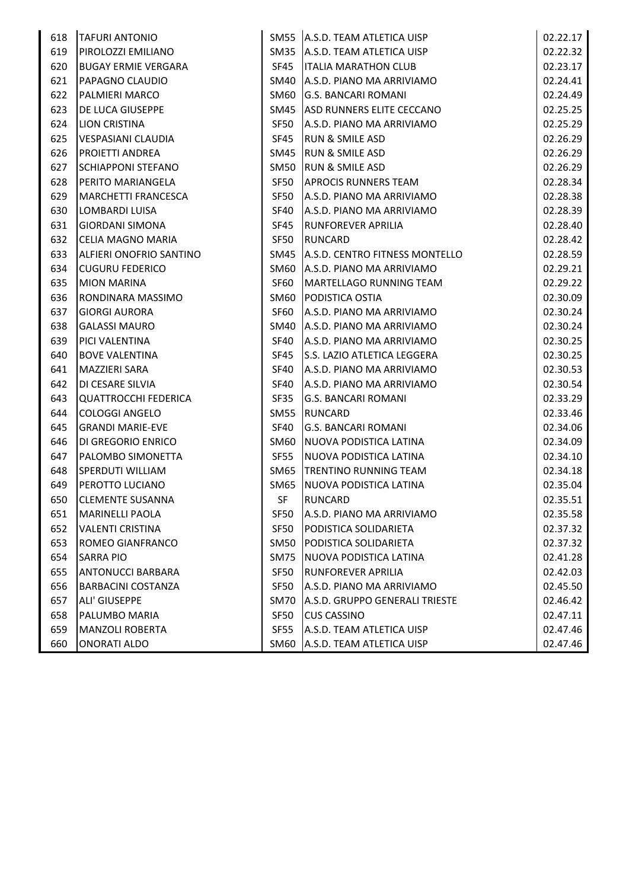| | | | | |
|---|---|---|---|---|
| 618 | TAFURI ANTONIO | SM55 | A.S.D. TEAM ATLETICA UISP | 02.22.17 |
| 619 | PIROLOZZI EMILIANO | SM35 | A.S.D. TEAM ATLETICA UISP | 02.22.32 |
| 620 | BUGAY ERMIE VERGARA | SF45 | ITALIA MARATHON CLUB | 02.23.17 |
| 621 | PAPAGNO CLAUDIO | SM40 | A.S.D. PIANO MA ARRIVIAMO | 02.24.41 |
| 622 | PALMIERI MARCO | SM60 | G.S. BANCARI ROMANI | 02.24.49 |
| 623 | DE LUCA GIUSEPPE | SM45 | ASD RUNNERS ELITE CECCANO | 02.25.25 |
| 624 | LION CRISTINA | SF50 | A.S.D. PIANO MA ARRIVIAMO | 02.25.29 |
| 625 | VESPASIANI CLAUDIA | SF45 | RUN & SMILE ASD | 02.26.29 |
| 626 | PROIETTI ANDREA | SM45 | RUN & SMILE ASD | 02.26.29 |
| 627 | SCHIAPPONI STEFANO | SM50 | RUN & SMILE ASD | 02.26.29 |
| 628 | PERITO MARIANGELA | SF50 | APROCIS RUNNERS TEAM | 02.28.34 |
| 629 | MARCHETTI FRANCESCA | SF50 | A.S.D. PIANO MA ARRIVIAMO | 02.28.38 |
| 630 | LOMBARDI LUISA | SF40 | A.S.D. PIANO MA ARRIVIAMO | 02.28.39 |
| 631 | GIORDANI SIMONA | SF45 | RUNFOREVER APRILIA | 02.28.40 |
| 632 | CELIA MAGNO MARIA | SF50 | RUNCARD | 02.28.42 |
| 633 | ALFIERI ONOFRIO SANTINO | SM45 | A.S.D. CENTRO FITNESS MONTELLO | 02.28.59 |
| 634 | CUGURU FEDERICO | SM60 | A.S.D. PIANO MA ARRIVIAMO | 02.29.21 |
| 635 | MION MARINA | SF60 | MARTELLAGO RUNNING TEAM | 02.29.22 |
| 636 | RONDINARA MASSIMO | SM60 | PODISTICA OSTIA | 02.30.09 |
| 637 | GIORGI AURORA | SF60 | A.S.D. PIANO MA ARRIVIAMO | 02.30.24 |
| 638 | GALASSI MAURO | SM40 | A.S.D. PIANO MA ARRIVIAMO | 02.30.24 |
| 639 | PICI VALENTINA | SF40 | A.S.D. PIANO MA ARRIVIAMO | 02.30.25 |
| 640 | BOVE VALENTINA | SF45 | S.S. LAZIO ATLETICA LEGGERA | 02.30.25 |
| 641 | MAZZIERI SARA | SF40 | A.S.D. PIANO MA ARRIVIAMO | 02.30.53 |
| 642 | DI CESARE SILVIA | SF40 | A.S.D. PIANO MA ARRIVIAMO | 02.30.54 |
| 643 | QUATTROCCHI FEDERICA | SF35 | G.S. BANCARI ROMANI | 02.33.29 |
| 644 | COLOGGI ANGELO | SM55 | RUNCARD | 02.33.46 |
| 645 | GRANDI MARIE-EVE | SF40 | G.S. BANCARI ROMANI | 02.34.06 |
| 646 | DI GREGORIO ENRICO | SM60 | NUOVA PODISTICA LATINA | 02.34.09 |
| 647 | PALOMBO SIMONETTA | SF55 | NUOVA PODISTICA LATINA | 02.34.10 |
| 648 | SPERDUTI WILLIAM | SM65 | TRENTINO RUNNING TEAM | 02.34.18 |
| 649 | PEROTTO LUCIANO | SM65 | NUOVA PODISTICA LATINA | 02.35.04 |
| 650 | CLEMENTE SUSANNA | SF | RUNCARD | 02.35.51 |
| 651 | MARINELLI PAOLA | SF50 | A.S.D. PIANO MA ARRIVIAMO | 02.35.58 |
| 652 | VALENTI CRISTINA | SF50 | PODISTICA SOLIDARIETA | 02.37.32 |
| 653 | ROMEO GIANFRANCO | SM50 | PODISTICA SOLIDARIETA | 02.37.32 |
| 654 | SARRA PIO | SM75 | NUOVA PODISTICA LATINA | 02.41.28 |
| 655 | ANTONUCCI BARBARA | SF50 | RUNFOREVER APRILIA | 02.42.03 |
| 656 | BARBACINI COSTANZA | SF50 | A.S.D. PIANO MA ARRIVIAMO | 02.45.50 |
| 657 | ALI' GIUSEPPE | SM70 | A.S.D. GRUPPO GENERALI TRIESTE | 02.46.42 |
| 658 | PALUMBO MARIA | SF50 | CUS CASSINO | 02.47.11 |
| 659 | MANZOLI ROBERTA | SF55 | A.S.D. TEAM ATLETICA UISP | 02.47.46 |
| 660 | ONORATI ALDO | SM60 | A.S.D. TEAM ATLETICA UISP | 02.47.46 |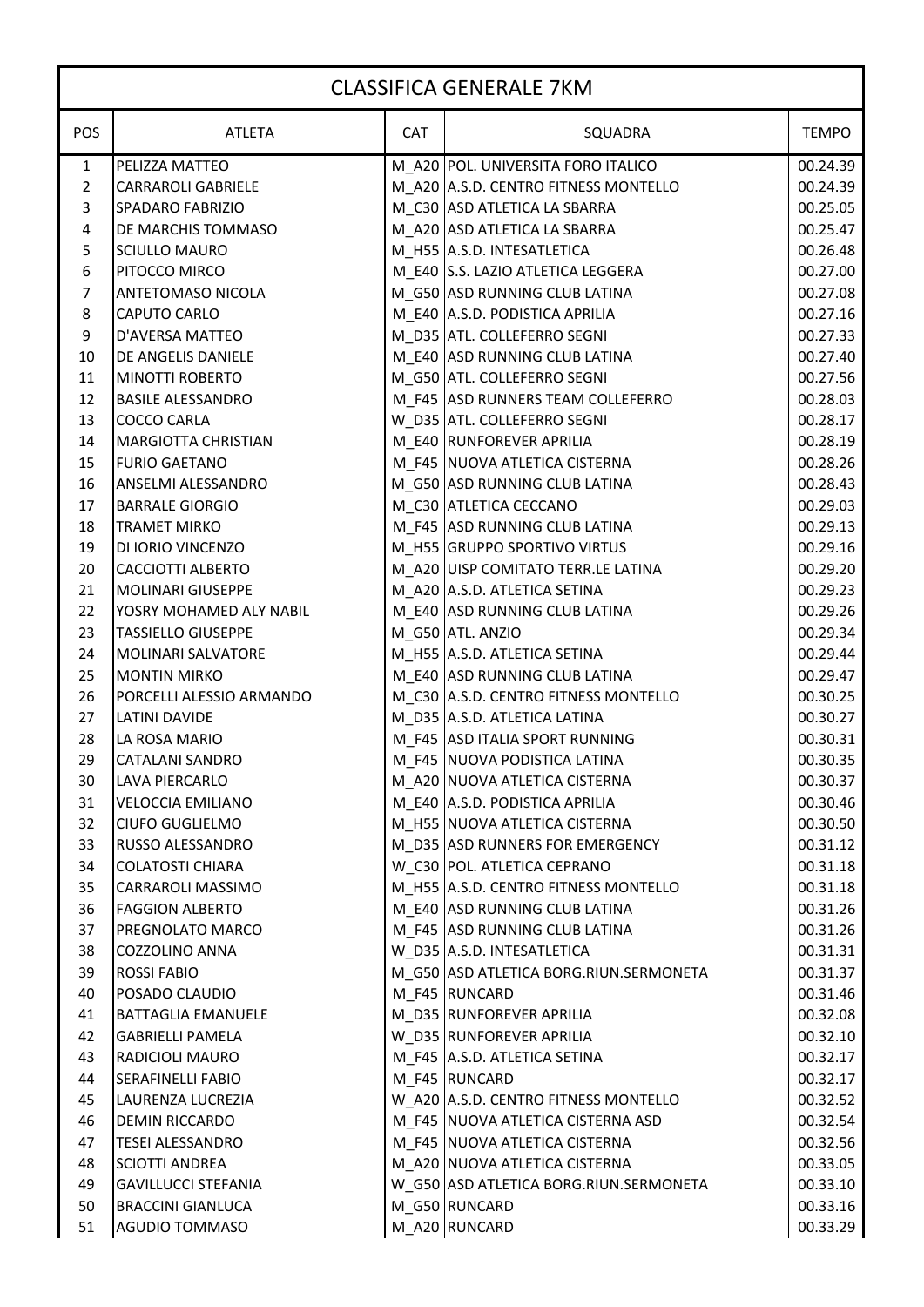# CLASSIFICA GENERALE 7KM

| POS | ATLETA | CAT | SQUADRA | TEMPO |
|---|---|---|---|---|
| 1 | PELIZZA MATTEO | M_A20 | POL. UNIVERSITA FORO ITALICO | 00.24.39 |
| 2 | CARRAROLI GABRIELE | M_A20 | A.S.D. CENTRO FITNESS MONTELLO | 00.24.39 |
| 3 | SPADARO FABRIZIO | M_C30 | ASD ATLETICA LA SBARRA | 00.25.05 |
| 4 | DE MARCHIS TOMMASO | M_A20 | ASD ATLETICA LA SBARRA | 00.25.47 |
| 5 | SCIULLO MAURO | M_H55 | A.S.D. INTESATLETICA | 00.26.48 |
| 6 | PITOCCO MIRCO | M_E40 | S.S. LAZIO ATLETICA LEGGERA | 00.27.00 |
| 7 | ANTETOMASO NICOLA | M_G50 | ASD RUNNING CLUB LATINA | 00.27.08 |
| 8 | CAPUTO CARLO | M_E40 | A.S.D. PODISTICA APRILIA | 00.27.16 |
| 9 | D'AVERSA MATTEO | M_D35 | ATL. COLLEFERRO SEGNI | 00.27.33 |
| 10 | DE ANGELIS DANIELE | M_E40 | ASD RUNNING CLUB LATINA | 00.27.40 |
| 11 | MINOTTI ROBERTO | M_G50 | ATL. COLLEFERRO SEGNI | 00.27.56 |
| 12 | BASILE ALESSANDRO | M_F45 | ASD RUNNERS TEAM COLLEFERRO | 00.28.03 |
| 13 | COCCO CARLA | W_D35 | ATL. COLLEFERRO SEGNI | 00.28.17 |
| 14 | MARGIOTTA CHRISTIAN | M_E40 | RUNFOREVER APRILIA | 00.28.19 |
| 15 | FURIO GAETANO | M_F45 | NUOVA ATLETICA CISTERNA | 00.28.26 |
| 16 | ANSELMI ALESSANDRO | M_G50 | ASD RUNNING CLUB LATINA | 00.28.43 |
| 17 | BARRALE GIORGIO | M_C30 | ATLETICA CECCANO | 00.29.03 |
| 18 | TRAMET MIRKO | M_F45 | ASD RUNNING CLUB LATINA | 00.29.13 |
| 19 | DI IORIO VINCENZO | M_H55 | GRUPPO SPORTIVO VIRTUS | 00.29.16 |
| 20 | CACCIOTTI ALBERTO | M_A20 | UISP COMITATO TERR.LE LATINA | 00.29.20 |
| 21 | MOLINARI GIUSEPPE | M_A20 | A.S.D. ATLETICA SETINA | 00.29.23 |
| 22 | YOSRY MOHAMED ALY NABIL | M_E40 | ASD RUNNING CLUB LATINA | 00.29.26 |
| 23 | TASSIELLO GIUSEPPE | M_G50 | ATL. ANZIO | 00.29.34 |
| 24 | MOLINARI SALVATORE | M_H55 | A.S.D. ATLETICA SETINA | 00.29.44 |
| 25 | MONTIN MIRKO | M_E40 | ASD RUNNING CLUB LATINA | 00.29.47 |
| 26 | PORCELLI ALESSIO ARMANDO | M_C30 | A.S.D. CENTRO FITNESS MONTELLO | 00.30.25 |
| 27 | LATINI DAVIDE | M_D35 | A.S.D. ATLETICA LATINA | 00.30.27 |
| 28 | LA ROSA MARIO | M_F45 | ASD ITALIA SPORT RUNNING | 00.30.31 |
| 29 | CATALANI SANDRO | M_F45 | NUOVA PODISTICA LATINA | 00.30.35 |
| 30 | LAVA PIERCARLO | M_A20 | NUOVA ATLETICA CISTERNA | 00.30.37 |
| 31 | VELOCCIA EMILIANO | M_E40 | A.S.D. PODISTICA APRILIA | 00.30.46 |
| 32 | CIUFO GUGLIELMO | M_H55 | NUOVA ATLETICA CISTERNA | 00.30.50 |
| 33 | RUSSO ALESSANDRO | M_D35 | ASD RUNNERS FOR EMERGENCY | 00.31.12 |
| 34 | COLATOSTI CHIARA | W_C30 | POL. ATLETICA CEPRANO | 00.31.18 |
| 35 | CARRAROLI MASSIMO | M_H55 | A.S.D. CENTRO FITNESS MONTELLO | 00.31.18 |
| 36 | FAGGION ALBERTO | M_E40 | ASD RUNNING CLUB LATINA | 00.31.26 |
| 37 | PREGNOLATO MARCO | M_F45 | ASD RUNNING CLUB LATINA | 00.31.26 |
| 38 | COZZOLINO ANNA | W_D35 | A.S.D. INTESATLETICA | 00.31.31 |
| 39 | ROSSI FABIO | M_G50 | ASD ATLETICA BORG.RIUN.SERMONETA | 00.31.37 |
| 40 | POSADO CLAUDIO | M_F45 | RUNCARD | 00.31.46 |
| 41 | BATTAGLIA EMANUELE | M_D35 | RUNFOREVER APRILIA | 00.32.08 |
| 42 | GABRIELLI PAMELA | W_D35 | RUNFOREVER APRILIA | 00.32.10 |
| 43 | RADICIOLI MAURO | M_F45 | A.S.D. ATLETICA SETINA | 00.32.17 |
| 44 | SERAFINELLI FABIO | M_F45 | RUNCARD | 00.32.17 |
| 45 | LAURENZA LUCREZIA | W_A20 | A.S.D. CENTRO FITNESS MONTELLO | 00.32.52 |
| 46 | DEMIN RICCARDO | M_F45 | NUOVA ATLETICA CISTERNA ASD | 00.32.54 |
| 47 | TESEI ALESSANDRO | M_F45 | NUOVA ATLETICA CISTERNA | 00.32.56 |
| 48 | SCIOTTI ANDREA | M_A20 | NUOVA ATLETICA CISTERNA | 00.33.05 |
| 49 | GAVILLUCCI STEFANIA | W_G50 | ASD ATLETICA BORG.RIUN.SERMONETA | 00.33.10 |
| 50 | BRACCINI GIANLUCA | M_G50 | RUNCARD | 00.33.16 |
| 51 | AGUDIO TOMMASO | M_A20 | RUNCARD | 00.33.29 |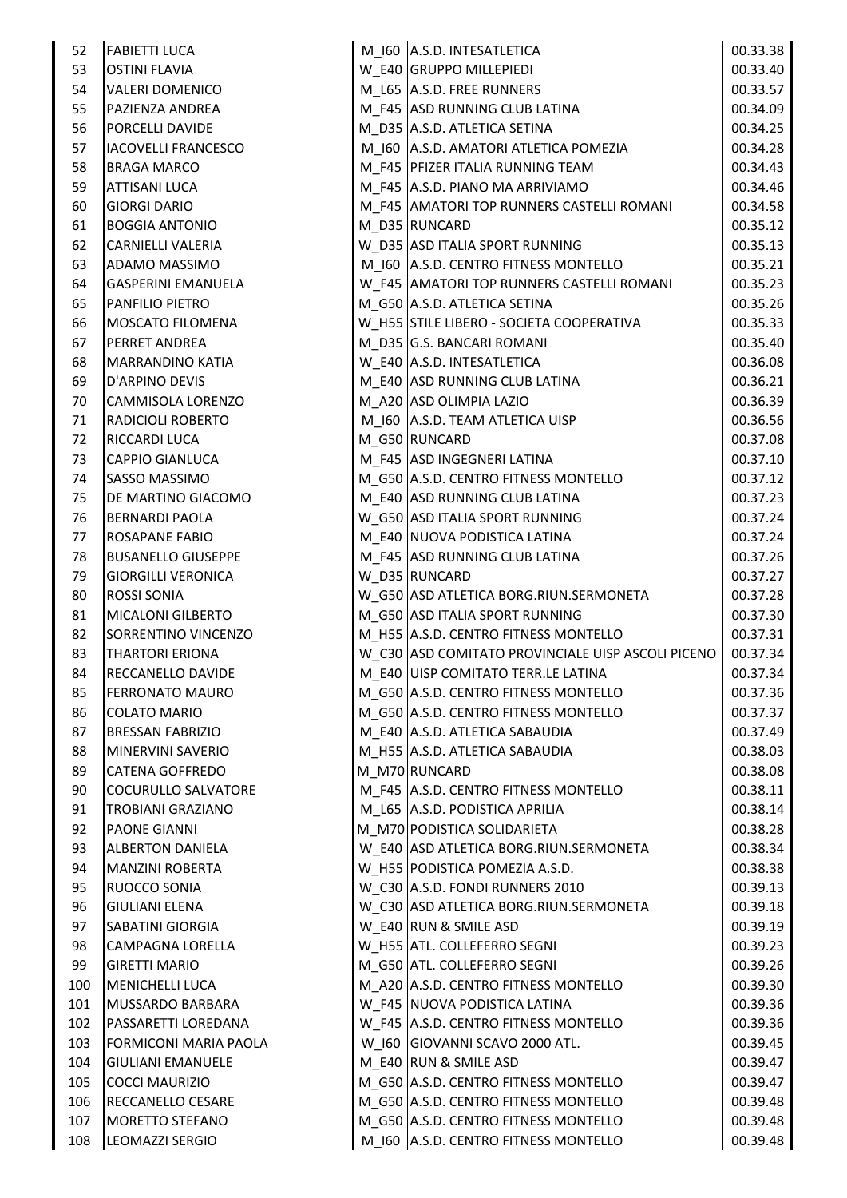| | | | | |
|---|---|---|---|---|
| 52 | FABIETTI LUCA | M_I60 | A.S.D. INTESATLETICA | 00.33.38 |
| 53 | OSTINI FLAVIA | W_E40 | GRUPPO MILLEPIEDI | 00.33.40 |
| 54 | VALERI DOMENICO | M_L65 | A.S.D. FREE RUNNERS | 00.33.57 |
| 55 | PAZIENZA ANDREA | M_F45 | ASD RUNNING CLUB LATINA | 00.34.09 |
| 56 | PORCELLI DAVIDE | M_D35 | A.S.D. ATLETICA SETINA | 00.34.25 |
| 57 | IACOVELLI FRANCESCO | M_I60 | A.S.D. AMATORI ATLETICA POMEZIA | 00.34.28 |
| 58 | BRAGA MARCO | M_F45 | PFIZER ITALIA RUNNING TEAM | 00.34.43 |
| 59 | ATTISANI LUCA | M_F45 | A.S.D. PIANO MA ARRIVIAMO | 00.34.46 |
| 60 | GIORGI DARIO | M_F45 | AMATORI TOP RUNNERS CASTELLI ROMANI | 00.34.58 |
| 61 | BOGGIA ANTONIO | M_D35 | RUNCARD | 00.35.12 |
| 62 | CARNIELLI VALERIA | W_D35 | ASD ITALIA SPORT RUNNING | 00.35.13 |
| 63 | ADAMO MASSIMO | M_I60 | A.S.D. CENTRO FITNESS MONTELLO | 00.35.21 |
| 64 | GASPERINI EMANUELA | W_F45 | AMATORI TOP RUNNERS CASTELLI ROMANI | 00.35.23 |
| 65 | PANFILIO PIETRO | M_G50 | A.S.D. ATLETICA SETINA | 00.35.26 |
| 66 | MOSCATO FILOMENA | W_H55 | STILE LIBERO - SOCIETA COOPERATIVA | 00.35.33 |
| 67 | PERRET ANDREA | M_D35 | G.S. BANCARI ROMANI | 00.35.40 |
| 68 | MARRANDINO KATIA | W_E40 | A.S.D. INTESATLETICA | 00.36.08 |
| 69 | D'ARPINO DEVIS | M_E40 | ASD RUNNING CLUB LATINA | 00.36.21 |
| 70 | CAMMISOLA LORENZO | M_A20 | ASD OLIMPIA LAZIO | 00.36.39 |
| 71 | RADICIOLI ROBERTO | M_I60 | A.S.D. TEAM ATLETICA UISP | 00.36.56 |
| 72 | RICCARDI LUCA | M_G50 | RUNCARD | 00.37.08 |
| 73 | CAPPIO GIANLUCA | M_F45 | ASD INGEGNERI LATINA | 00.37.10 |
| 74 | SASSO MASSIMO | M_G50 | A.S.D. CENTRO FITNESS MONTELLO | 00.37.12 |
| 75 | DE MARTINO GIACOMO | M_E40 | ASD RUNNING CLUB LATINA | 00.37.23 |
| 76 | BERNARDI PAOLA | W_G50 | ASD ITALIA SPORT RUNNING | 00.37.24 |
| 77 | ROSAPANE FABIO | M_E40 | NUOVA PODISTICA LATINA | 00.37.24 |
| 78 | BUSANELLO GIUSEPPE | M_F45 | ASD RUNNING CLUB LATINA | 00.37.26 |
| 79 | GIORGILLI VERONICA | W_D35 | RUNCARD | 00.37.27 |
| 80 | ROSSI SONIA | W_G50 | ASD ATLETICA BORG.RIUN.SERMONETA | 00.37.28 |
| 81 | MICALONI GILBERTO | M_G50 | ASD ITALIA SPORT RUNNING | 00.37.30 |
| 82 | SORRENTINO VINCENZO | M_H55 | A.S.D. CENTRO FITNESS MONTELLO | 00.37.31 |
| 83 | THARTORI ERIONA | W_C30 | ASD COMITATO PROVINCIALE UISP ASCOLI PICENO | 00.37.34 |
| 84 | RECCANELLO DAVIDE | M_E40 | UISP COMITATO TERR.LE LATINA | 00.37.34 |
| 85 | FERRONATO MAURO | M_G50 | A.S.D. CENTRO FITNESS MONTELLO | 00.37.36 |
| 86 | COLATO MARIO | M_G50 | A.S.D. CENTRO FITNESS MONTELLO | 00.37.37 |
| 87 | BRESSAN FABRIZIO | M_E40 | A.S.D. ATLETICA SABAUDIA | 00.37.49 |
| 88 | MINERVINI SAVERIO | M_H55 | A.S.D. ATLETICA SABAUDIA | 00.38.03 |
| 89 | CATENA GOFFREDO | M_M70 | RUNCARD | 00.38.08 |
| 90 | COCURULLO SALVATORE | M_F45 | A.S.D. CENTRO FITNESS MONTELLO | 00.38.11 |
| 91 | TROBIANI GRAZIANO | M_L65 | A.S.D. PODISTICA APRILIA | 00.38.14 |
| 92 | PAONE GIANNI | M_M70 | PODISTICA SOLIDARIETA | 00.38.28 |
| 93 | ALBERTON DANIELA | W_E40 | ASD ATLETICA BORG.RIUN.SERMONETA | 00.38.34 |
| 94 | MANZINI ROBERTA | W_H55 | PODISTICA POMEZIA A.S.D. | 00.38.38 |
| 95 | RUOCCO SONIA | W_C30 | A.S.D. FONDI RUNNERS 2010 | 00.39.13 |
| 96 | GIULIANI ELENA | W_C30 | ASD ATLETICA BORG.RIUN.SERMONETA | 00.39.18 |
| 97 | SABATINI GIORGIA | W_E40 | RUN & SMILE ASD | 00.39.19 |
| 98 | CAMPAGNA LORELLA | W_H55 | ATL. COLLEFERRO SEGNI | 00.39.23 |
| 99 | GIRETTI MARIO | M_G50 | ATL. COLLEFERRO SEGNI | 00.39.26 |
| 100 | MENICHELLI LUCA | M_A20 | A.S.D. CENTRO FITNESS MONTELLO | 00.39.30 |
| 101 | MUSSARDO BARBARA | W_F45 | NUOVA PODISTICA LATINA | 00.39.36 |
| 102 | PASSARETTI LOREDANA | W_F45 | A.S.D. CENTRO FITNESS MONTELLO | 00.39.36 |
| 103 | FORMICONI MARIA PAOLA | W_I60 | GIOVANNI SCAVO 2000 ATL. | 00.39.45 |
| 104 | GIULIANI EMANUELE | M_E40 | RUN & SMILE ASD | 00.39.47 |
| 105 | COCCI MAURIZIO | M_G50 | A.S.D. CENTRO FITNESS MONTELLO | 00.39.47 |
| 106 | RECCANELLO CESARE | M_G50 | A.S.D. CENTRO FITNESS MONTELLO | 00.39.48 |
| 107 | MORETTO STEFANO | M_G50 | A.S.D. CENTRO FITNESS MONTELLO | 00.39.48 |
| 108 | LEOMAZZI SERGIO | M_I60 | A.S.D. CENTRO FITNESS MONTELLO | 00.39.48 |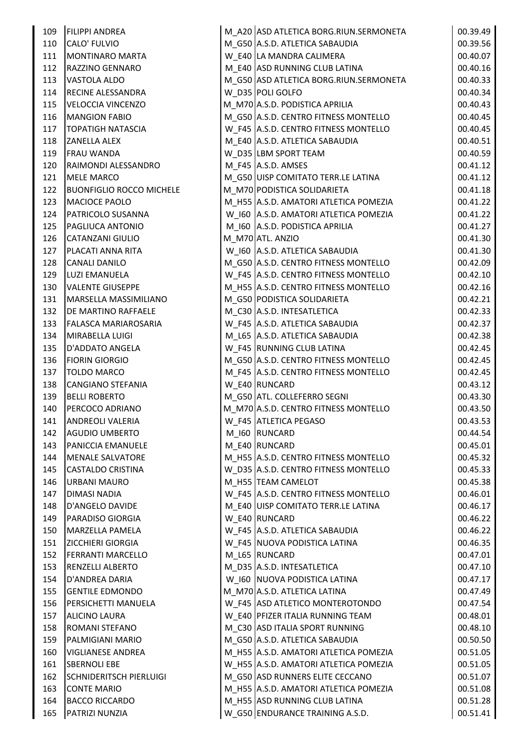| | | | | |
|---|---|---|---|---|
| 109 | FILIPPI ANDREA | M_A20 | ASD ATLETICA BORG.RIUN.SERMONETA | 00.39.49 |
| 110 | CALO' FULVIO | M_G50 | A.S.D. ATLETICA SABAUDIA | 00.39.56 |
| 111 | MONTINARO MARTA | W_E40 | LA MANDRA CALIMERA | 00.40.07 |
| 112 | RAZZINO GENNARO | M_E40 | ASD RUNNING CLUB LATINA | 00.40.16 |
| 113 | VASTOLA ALDO | M_G50 | ASD ATLETICA BORG.RIUN.SERMONETA | 00.40.33 |
| 114 | RECINE ALESSANDRA | W_D35 | POLI GOLFO | 00.40.34 |
| 115 | VELOCCIA VINCENZO | M_M70 | A.S.D. PODISTICA APRILIA | 00.40.43 |
| 116 | MANGION FABIO | M_G50 | A.S.D. CENTRO FITNESS MONTELLO | 00.40.45 |
| 117 | TOPATIGH NATASCIA | W_F45 | A.S.D. CENTRO FITNESS MONTELLO | 00.40.45 |
| 118 | ZANELLA ALEX | M_E40 | A.S.D. ATLETICA SABAUDIA | 00.40.51 |
| 119 | FRAU WANDA | W_D35 | LBM SPORT TEAM | 00.40.59 |
| 120 | RAIMONDI ALESSANDRO | M_F45 | A.S.D. AMSES | 00.41.12 |
| 121 | MELE MARCO | M_G50 | UISP COMITATO TERR.LE LATINA | 00.41.12 |
| 122 | BUONFIGLIO ROCCO MICHELE | M_M70 | PODISTICA SOLIDARIETA | 00.41.18 |
| 123 | MACIOCE PAOLO | M_H55 | A.S.D. AMATORI ATLETICA POMEZIA | 00.41.22 |
| 124 | PATRICOLO SUSANNA | W_I60 | A.S.D. AMATORI ATLETICA POMEZIA | 00.41.22 |
| 125 | PAGLIUCA ANTONIO | M_I60 | A.S.D. PODISTICA APRILIA | 00.41.27 |
| 126 | CATANZANI GIULIO | M_M70 | ATL. ANZIO | 00.41.30 |
| 127 | PLACATI ANNA RITA | W_I60 | A.S.D. ATLETICA SABAUDIA | 00.41.30 |
| 128 | CANALI DANILO | M_G50 | A.S.D. CENTRO FITNESS MONTELLO | 00.42.09 |
| 129 | LUZI EMANUELA | W_F45 | A.S.D. CENTRO FITNESS MONTELLO | 00.42.10 |
| 130 | VALENTE GIUSEPPE | M_H55 | A.S.D. CENTRO FITNESS MONTELLO | 00.42.16 |
| 131 | MARSELLA MASSIMILIANO | M_G50 | PODISTICA SOLIDARIETA | 00.42.21 |
| 132 | DE MARTINO RAFFAELE | M_C30 | A.S.D. INTESATLETICA | 00.42.33 |
| 133 | FALASCA MARIAROSARIA | W_F45 | A.S.D. ATLETICA SABAUDIA | 00.42.37 |
| 134 | MIRABELLA LUIGI | M_L65 | A.S.D. ATLETICA SABAUDIA | 00.42.38 |
| 135 | D'ADDATO ANGELA | W_F45 | RUNNING CLUB LATINA | 00.42.45 |
| 136 | FIORIN GIORGIO | M_G50 | A.S.D. CENTRO FITNESS MONTELLO | 00.42.45 |
| 137 | TOLDO MARCO | M_F45 | A.S.D. CENTRO FITNESS MONTELLO | 00.42.45 |
| 138 | CANGIANO STEFANIA | W_E40 | RUNCARD | 00.43.12 |
| 139 | BELLI ROBERTO | M_G50 | ATL. COLLEFERRO SEGNI | 00.43.30 |
| 140 | PERCOCO ADRIANO | M_M70 | A.S.D. CENTRO FITNESS MONTELLO | 00.43.50 |
| 141 | ANDREOLI VALERIA | W_F45 | ATLETICA PEGASO | 00.43.53 |
| 142 | AGUDIO UMBERTO | M_I60 | RUNCARD | 00.44.54 |
| 143 | PANICCIA EMANUELE | M_E40 | RUNCARD | 00.45.01 |
| 144 | MENALE SALVATORE | M_H55 | A.S.D. CENTRO FITNESS MONTELLO | 00.45.32 |
| 145 | CASTALDO CRISTINA | W_D35 | A.S.D. CENTRO FITNESS MONTELLO | 00.45.33 |
| 146 | URBANI MAURO | M_H55 | TEAM CAMELOT | 00.45.38 |
| 147 | DIMASI NADIA | W_F45 | A.S.D. CENTRO FITNESS MONTELLO | 00.46.01 |
| 148 | D'ANGELO DAVIDE | M_E40 | UISP COMITATO TERR.LE LATINA | 00.46.17 |
| 149 | PARADISO GIORGIA | W_E40 | RUNCARD | 00.46.22 |
| 150 | MARZELLA PAMELA | W_F45 | A.S.D. ATLETICA SABAUDIA | 00.46.22 |
| 151 | ZICCHIERI GIORGIA | W_F45 | NUOVA PODISTICA LATINA | 00.46.35 |
| 152 | FERRANTI MARCELLO | M_L65 | RUNCARD | 00.47.01 |
| 153 | RENZELLI ALBERTO | M_D35 | A.S.D. INTESATLETICA | 00.47.10 |
| 154 | D'ANDREA DARIA | W_I60 | NUOVA PODISTICA LATINA | 00.47.17 |
| 155 | GENTILE EDMONDO | M_M70 | A.S.D. ATLETICA LATINA | 00.47.49 |
| 156 | PERSICHETTI MANUELA | W_F45 | ASD ATLETICO MONTEROTONDO | 00.47.54 |
| 157 | ALICINO LAURA | W_E40 | PFIZER ITALIA RUNNING TEAM | 00.48.01 |
| 158 | ROMANI STEFANO | M_C30 | ASD ITALIA SPORT RUNNING | 00.48.10 |
| 159 | PALMIGIANI MARIO | M_G50 | A.S.D. ATLETICA SABAUDIA | 00.50.50 |
| 160 | VIGLIANESE ANDREA | M_H55 | A.S.D. AMATORI ATLETICA POMEZIA | 00.51.05 |
| 161 | SBERNOLI EBE | W_H55 | A.S.D. AMATORI ATLETICA POMEZIA | 00.51.05 |
| 162 | SCHNIDERITSCH PIERLUIGI | M_G50 | ASD RUNNERS ELITE CECCANO | 00.51.07 |
| 163 | CONTE MARIO | M_H55 | A.S.D. AMATORI ATLETICA POMEZIA | 00.51.08 |
| 164 | BACCO RICCARDO | M_H55 | ASD RUNNING CLUB LATINA | 00.51.28 |
| 165 | PATRIZI NUNZIA | W_G50 | ENDURANCE TRAINING A.S.D. | 00.51.41 |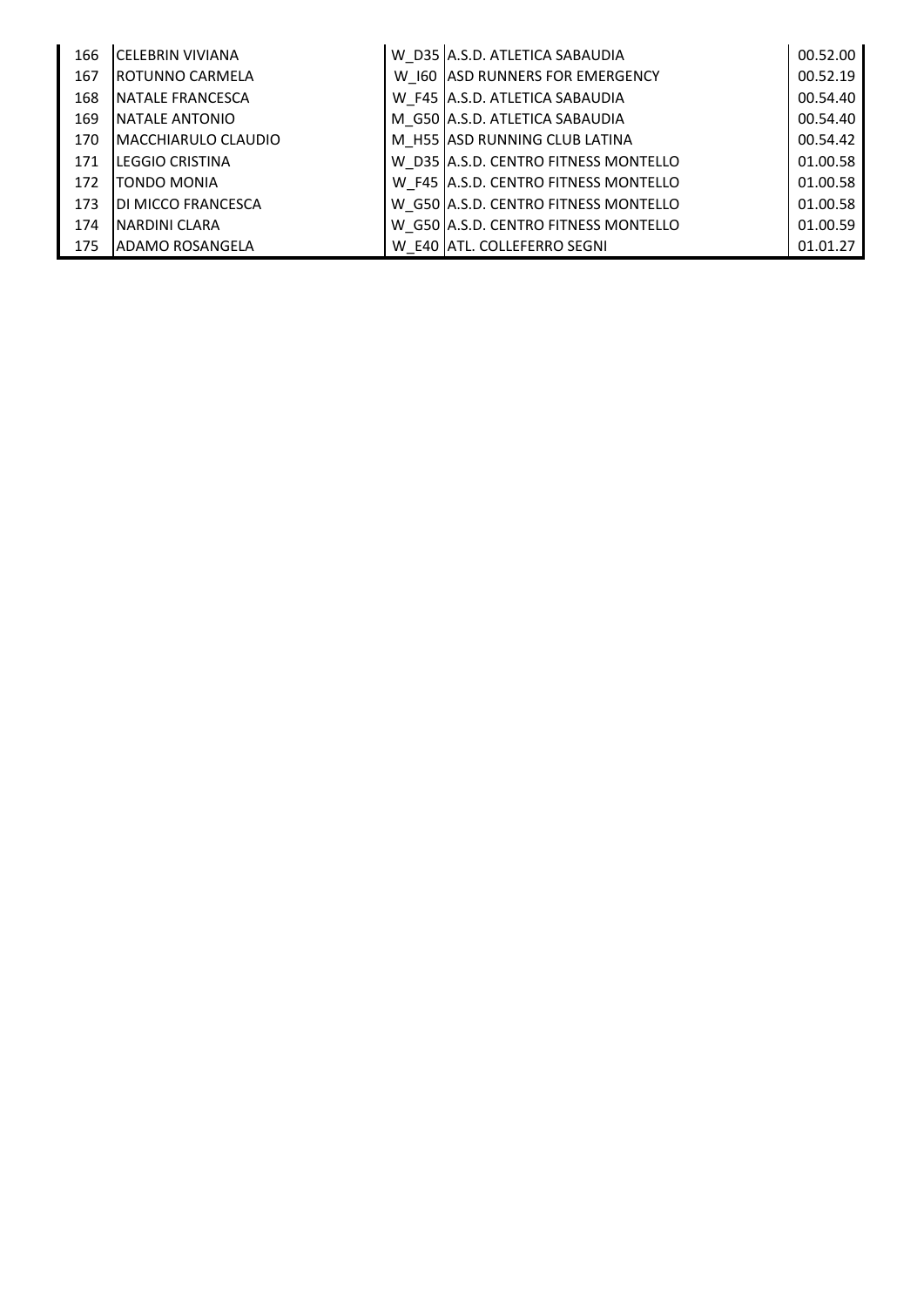| | | | | |
|---|---|---|---|---|
| 166 | CELEBRIN VIVIANA | W_D35 | A.S.D. ATLETICA SABAUDIA | 00.52.00 |
| 167 | ROTUNNO CARMELA | W_I60 | ASD RUNNERS FOR EMERGENCY | 00.52.19 |
| 168 | NATALE FRANCESCA | W_F45 | A.S.D. ATLETICA SABAUDIA | 00.54.40 |
| 169 | NATALE ANTONIO | M_G50 | A.S.D. ATLETICA SABAUDIA | 00.54.40 |
| 170 | MACCHIARULO CLAUDIO | M_H55 | ASD RUNNING CLUB LATINA | 00.54.42 |
| 171 | LEGGIO CRISTINA | W_D35 | A.S.D. CENTRO FITNESS MONTELLO | 01.00.58 |
| 172 | TONDO MONIA | W_F45 | A.S.D. CENTRO FITNESS MONTELLO | 01.00.58 |
| 173 | DI MICCO FRANCESCA | W_G50 | A.S.D. CENTRO FITNESS MONTELLO | 01.00.58 |
| 174 | NARDINI CLARA | W_G50 | A.S.D. CENTRO FITNESS MONTELLO | 01.00.59 |
| 175 | ADAMO ROSANGELA | W_E40 | ATL. COLLEFERRO SEGNI | 01.01.27 |